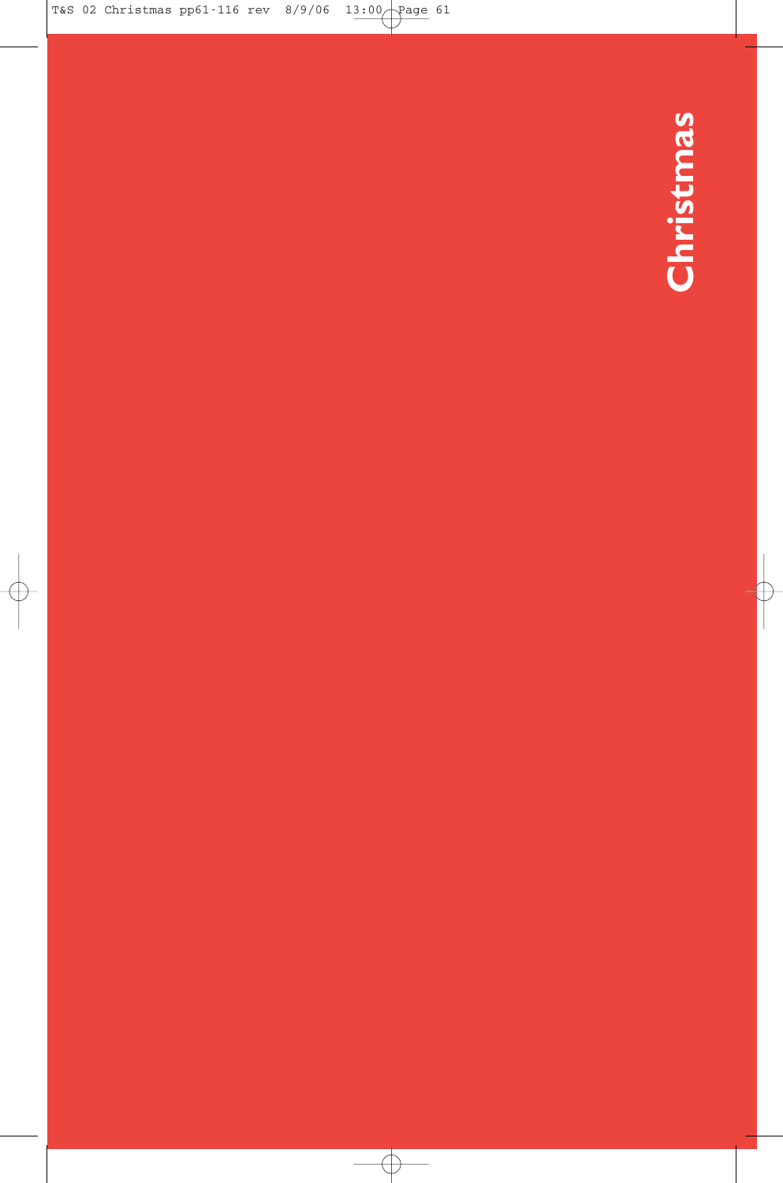# Christmas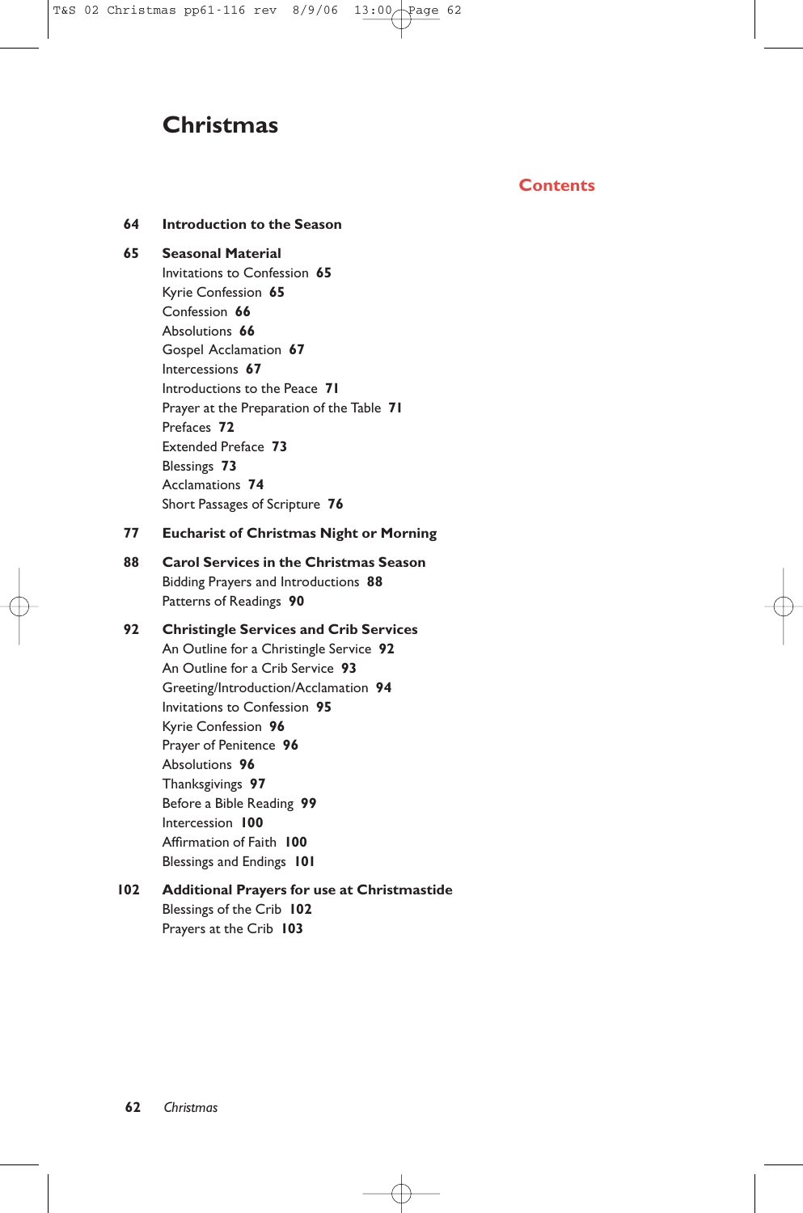# Christmas

## Contents

**64 Introduction to the Season**

**65 Seasonal Material**

- Invitations to Confession **65**
- Kyrie Confession **65**
- Confession **66**
- Absolutions **66**
- Gospel Acclamation **67**
- Intercessions **67**
- Introductions to the Peace **71**
- Prayer at the Preparation of the Table **71**
- Prefaces **72**
- Extended Preface **73**
- Blessings **73**
- Acclamations **74**
- Short Passages of Scripture **76**

**77 Eucharist of Christmas Night or Morning**

**88 Carol Services in the Christmas Season**

- Bidding Prayers and Introductions **88**
- Patterns of Readings **90**

**92 Christingle Services and Crib Services**

- An Outline for a Christingle Service **92**
- An Outline for a Crib Service **93**
- Greeting/Introduction/Acclamation **94**
- Invitations to Confession **95**
- Kyrie Confession **96**
- Prayer of Penitence **96**
- Absolutions **96**
- Thanksgivings **97**
- Before a Bible Reading **99**
- Intercession **100**
- Affirmation of Faith **100**
- Blessings and Endings **101**

**102 Additional Prayers for use at Christmastide**

- Blessings of the Crib **102**
- Prayers at the Crib **103**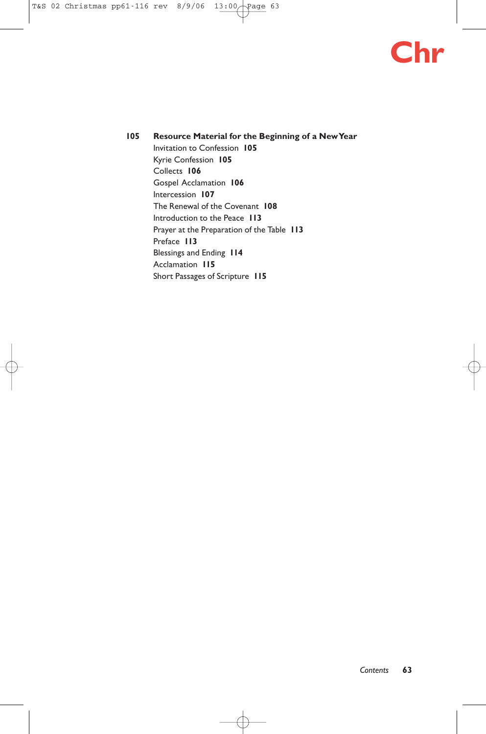**105 Resource Material for the Beginning of a New Year**

- Invitation to Confession **105**
- Kyrie Confession **105**
- Collects **106**
- Gospel Acclamation **106**
- Intercession **107**
- The Renewal of the Covenant **108**
- Introduction to the Peace **113**
- Prayer at the Preparation of the Table **113**
- Preface **113**
- Blessings and Ending **114**
- Acclamation **115**
- Short Passages of Scripture **115**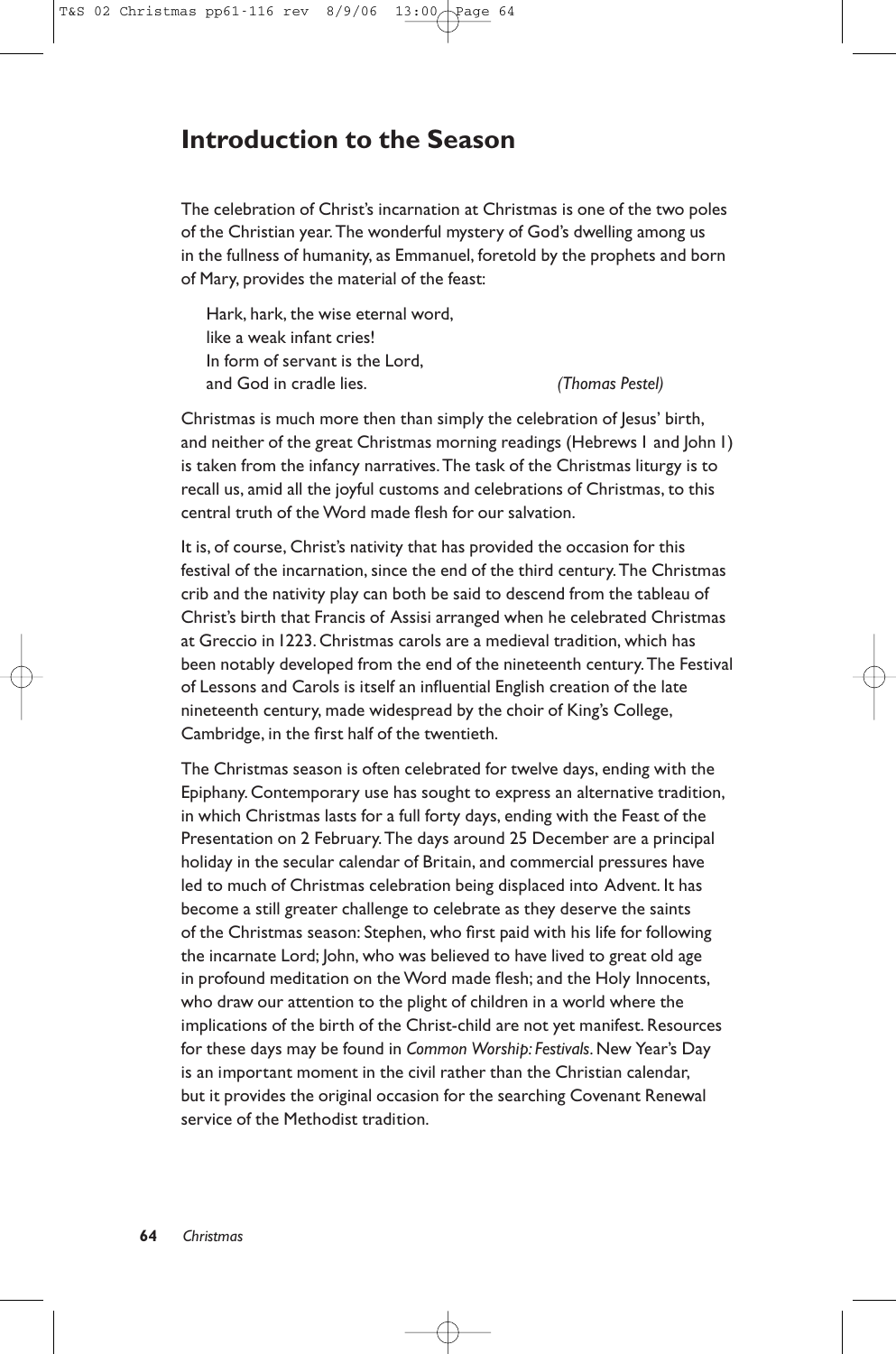## Introduction to the Season

The celebration of Christ's incarnation at Christmas is one of the two poles of the Christian year. The wonderful mystery of God's dwelling among us in the fullness of humanity, as Emmanuel, foretold by the prophets and born of Mary, provides the material of the feast:

> Hark, hark, the wise eternal word,
> like a weak infant cries!
> In form of servant is the Lord,
> and God in cradle lies. *(Thomas Pestel)*

Christmas is much more then than simply the celebration of Jesus' birth, and neither of the great Christmas morning readings (Hebrews 1 and John 1) is taken from the infancy narratives. The task of the Christmas liturgy is to recall us, amid all the joyful customs and celebrations of Christmas, to this central truth of the Word made flesh for our salvation.

It is, of course, Christ's nativity that has provided the occasion for this festival of the incarnation, since the end of the third century. The Christmas crib and the nativity play can both be said to descend from the tableau of Christ's birth that Francis of Assisi arranged when he celebrated Christmas at Greccio in 1223. Christmas carols are a medieval tradition, which has been notably developed from the end of the nineteenth century. The Festival of Lessons and Carols is itself an influential English creation of the late nineteenth century, made widespread by the choir of King's College, Cambridge, in the first half of the twentieth.

The Christmas season is often celebrated for twelve days, ending with the Epiphany. Contemporary use has sought to express an alternative tradition, in which Christmas lasts for a full forty days, ending with the Feast of the Presentation on 2 February. The days around 25 December are a principal holiday in the secular calendar of Britain, and commercial pressures have led to much of Christmas celebration being displaced into Advent. It has become a still greater challenge to celebrate as they deserve the saints of the Christmas season: Stephen, who first paid with his life for following the incarnate Lord; John, who was believed to have lived to great old age in profound meditation on the Word made flesh; and the Holy Innocents, who draw our attention to the plight of children in a world where the implications of the birth of the Christ-child are not yet manifest. Resources for these days may be found in *Common Worship: Festivals*. New Year's Day is an important moment in the civil rather than the Christian calendar, but it provides the original occasion for the searching Covenant Renewal service of the Methodist tradition.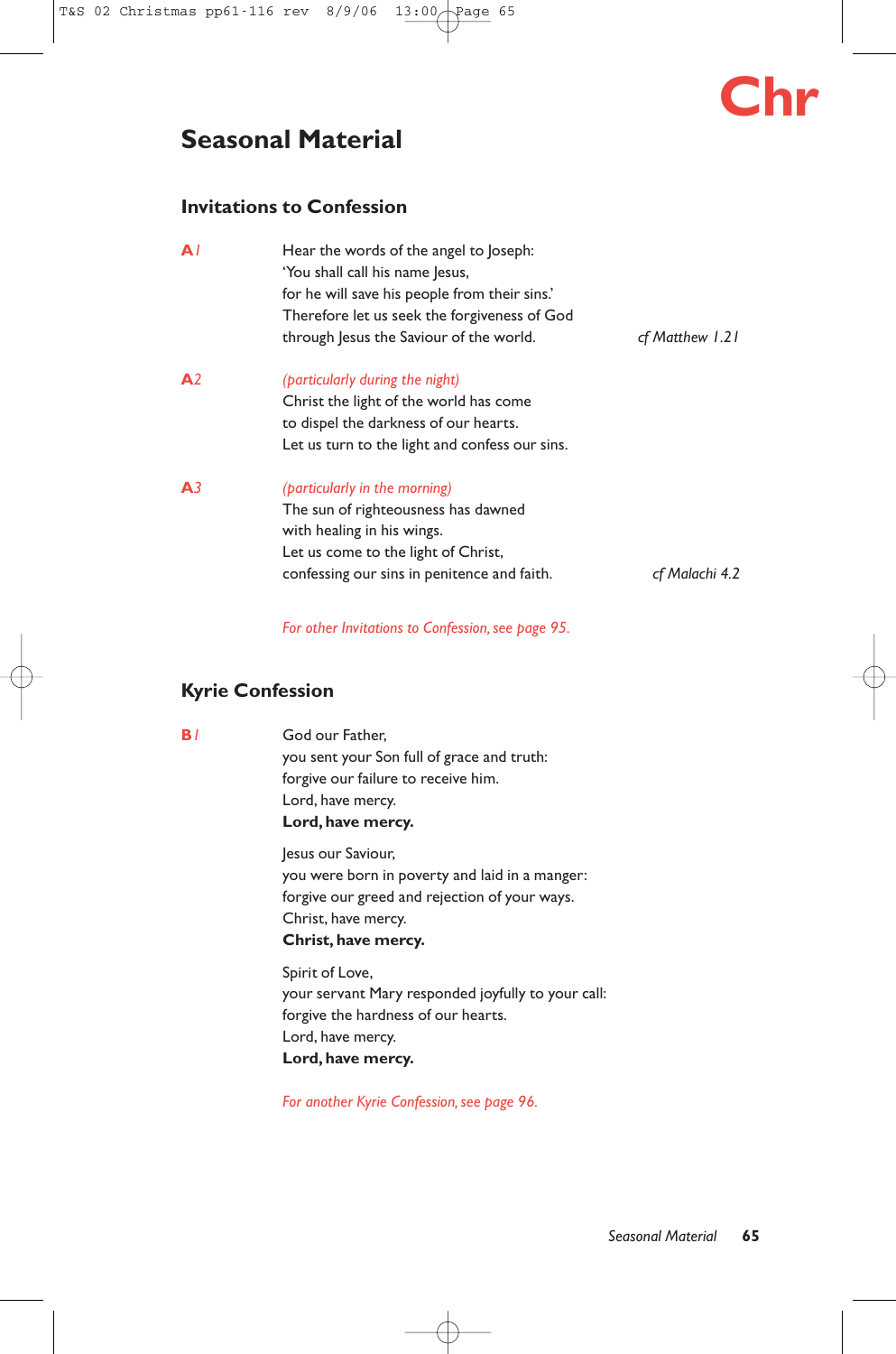# Seasonal Material

## Invitations to Confession

**A***1*

Hear the words of the angel to Joseph:
'You shall call his name Jesus,
for he will save his people from their sins.'
Therefore let us seek the forgiveness of God
through Jesus the Saviour of the world.

*cf Matthew 1.21*

**A***2*

*(particularly during the night)*
Christ the light of the world has come
to dispel the darkness of our hearts.
Let us turn to the light and confess our sins.

**A***3*

*(particularly in the morning)*
The sun of righteousness has dawned
with healing in his wings.
Let us come to the light of Christ,
confessing our sins in penitence and faith.

*cf Malachi 4.2*

*For other Invitations to Confession, see page 95.*

## Kyrie Confession

**B***1*

God our Father,
you sent your Son full of grace and truth:
forgive our failure to receive him.
Lord, have mercy.
**Lord, have mercy.**

Jesus our Saviour,
you were born in poverty and laid in a manger:
forgive our greed and rejection of your ways.
Christ, have mercy.
**Christ, have mercy.**

Spirit of Love,
your servant Mary responded joyfully to your call:
forgive the hardness of our hearts.
Lord, have mercy.
**Lord, have mercy.**

*For another Kyrie Confession, see page 96.*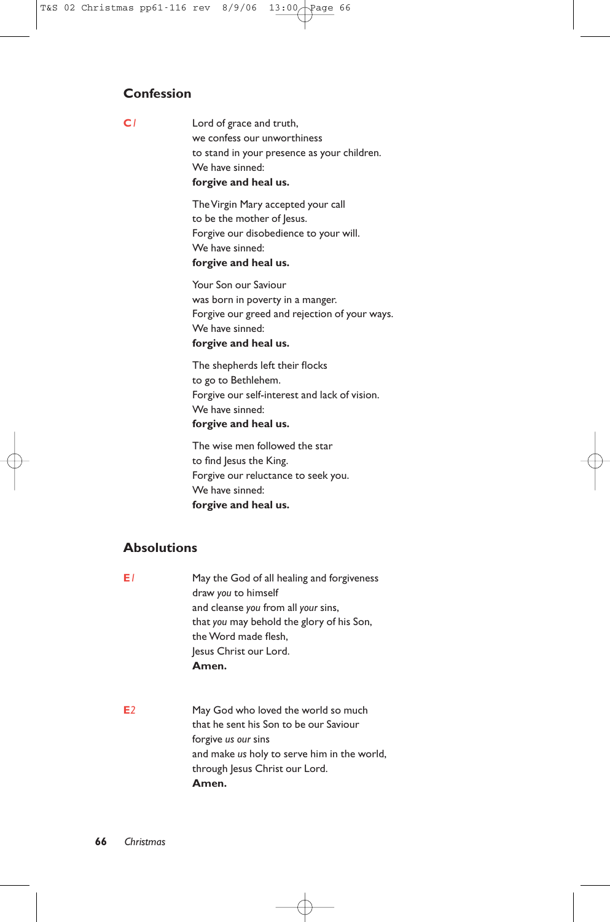## Confession

**C1**

Lord of grace and truth,
we confess our unworthiness
to stand in your presence as your children.
We have sinned:
**forgive and heal us.**

The Virgin Mary accepted your call
to be the mother of Jesus.
Forgive our disobedience to your will.
We have sinned:
**forgive and heal us.**

Your Son our Saviour
was born in poverty in a manger.
Forgive our greed and rejection of your ways.
We have sinned:
**forgive and heal us.**

The shepherds left their flocks
to go to Bethlehem.
Forgive our self-interest and lack of vision.
We have sinned:
**forgive and heal us.**

The wise men followed the star
to find Jesus the King.
Forgive our reluctance to seek you.
We have sinned:
**forgive and heal us.**

## Absolutions

**E1**

May the God of all healing and forgiveness
draw *you* to himself
and cleanse *you* from all *your* sins,
that *you* may behold the glory of his Son,
the Word made flesh,
Jesus Christ our Lord.
**Amen.**

**E2**

May God who loved the world so much
that he sent his Son to be our Saviour
forgive *us our* sins
and make *us* holy to serve him in the world,
through Jesus Christ our Lord.
**Amen.**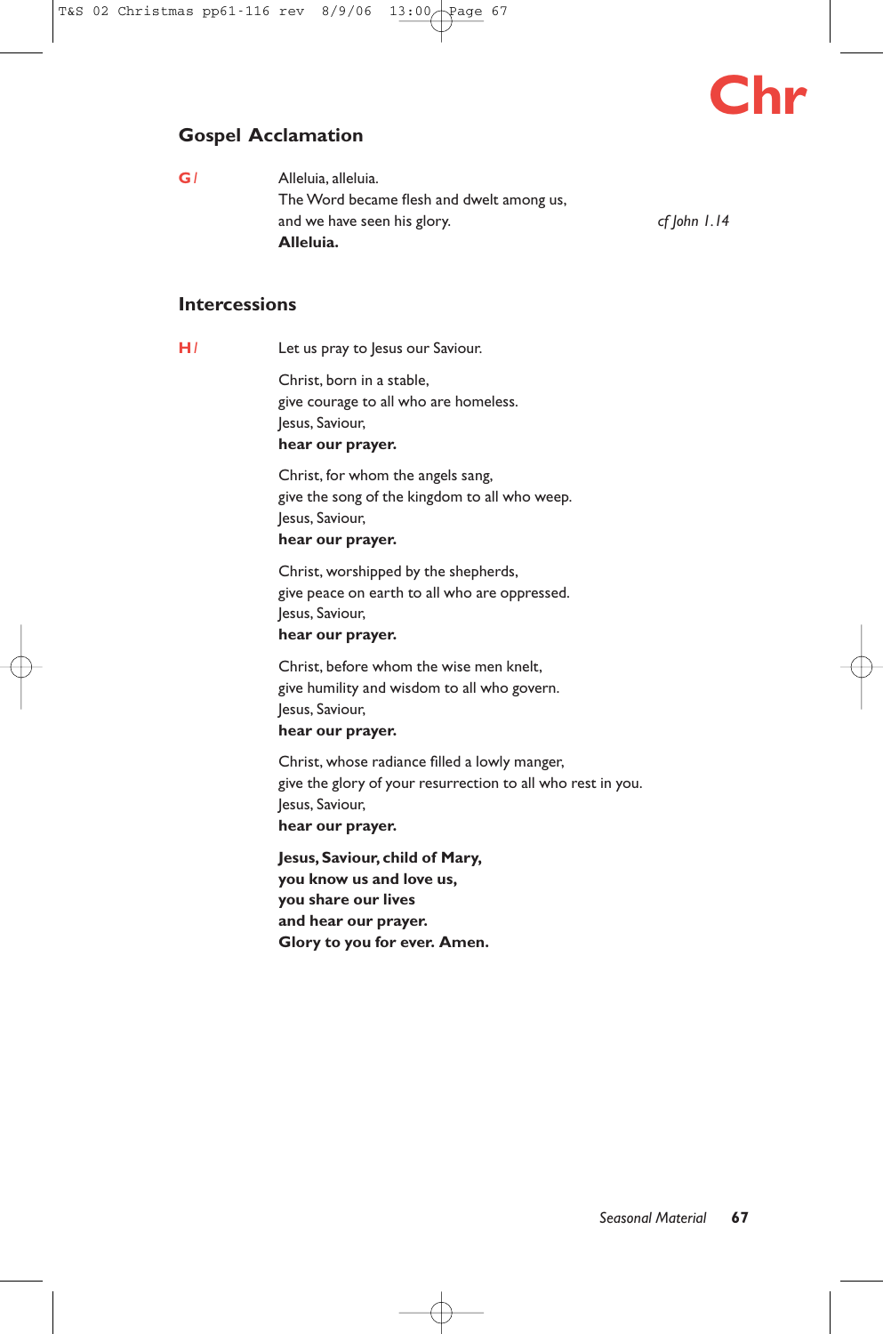## Gospel Acclamation

**G1**

Alleluia, alleluia.
The Word became flesh and dwelt among us,
and we have seen his glory. *cf John 1.14*
**Alleluia.**

## Intercessions

**H1**

Let us pray to Jesus our Saviour.

Christ, born in a stable,
give courage to all who are homeless.
Jesus, Saviour,
**hear our prayer.**

Christ, for whom the angels sang,
give the song of the kingdom to all who weep.
Jesus, Saviour,
**hear our prayer.**

Christ, worshipped by the shepherds,
give peace on earth to all who are oppressed.
Jesus, Saviour,
**hear our prayer.**

Christ, before whom the wise men knelt,
give humility and wisdom to all who govern.
Jesus, Saviour,
**hear our prayer.**

Christ, whose radiance filled a lowly manger,
give the glory of your resurrection to all who rest in you.
Jesus, Saviour,
**hear our prayer.**

**Jesus, Saviour, child of Mary,**
**you know us and love us,**
**you share our lives**
**and hear our prayer.**
**Glory to you for ever. Amen.**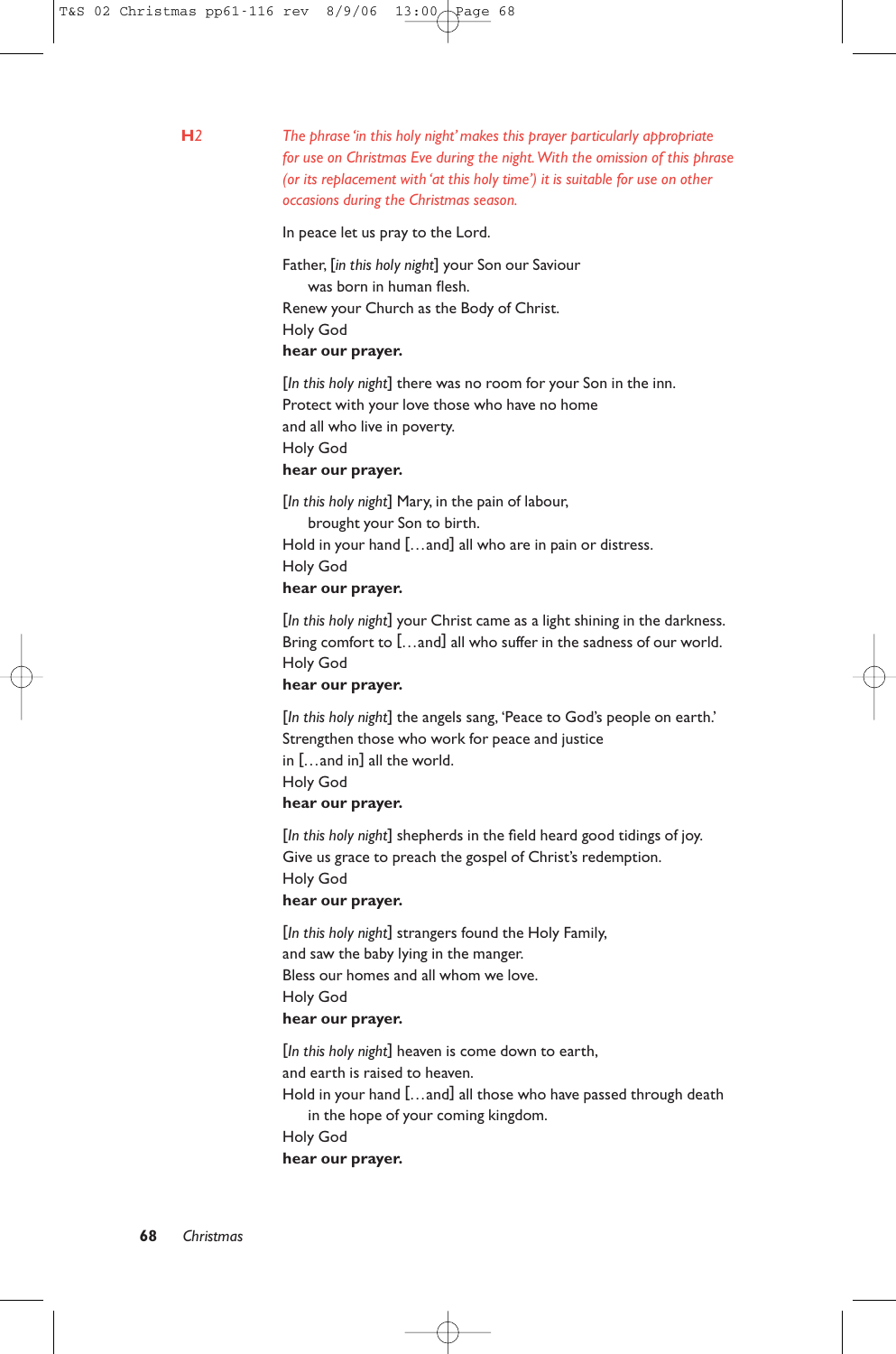**H2** *The phrase 'in this holy night' makes this prayer particularly appropriate for use on Christmas Eve during the night. With the omission of this phrase (or its replacement with 'at this holy time') it is suitable for use on other occasions during the Christmas season.*

In peace let us pray to the Lord.

Father, [*in this holy night*] your Son our Saviour
was born in human flesh.
Renew your Church as the Body of Christ.
Holy God
**hear our prayer.**

[*In this holy night*] there was no room for your Son in the inn.
Protect with your love those who have no home
and all who live in poverty.
Holy God
**hear our prayer.**

[*In this holy night*] Mary, in the pain of labour,
brought your Son to birth.
Hold in your hand […and] all who are in pain or distress.
Holy God
**hear our prayer.**

[*In this holy night*] your Christ came as a light shining in the darkness.
Bring comfort to […and] all who suffer in the sadness of our world.
Holy God
**hear our prayer.**

[*In this holy night*] the angels sang, 'Peace to God's people on earth.'
Strengthen those who work for peace and justice
in […and in] all the world.
Holy God
**hear our prayer.**

[*In this holy night*] shepherds in the field heard good tidings of joy.
Give us grace to preach the gospel of Christ's redemption.
Holy God
**hear our prayer.**

[*In this holy night*] strangers found the Holy Family,
and saw the baby lying in the manger.
Bless our homes and all whom we love.
Holy God
**hear our prayer.**

[*In this holy night*] heaven is come down to earth,
and earth is raised to heaven.
Hold in your hand […and] all those who have passed through death
in the hope of your coming kingdom.
Holy God
**hear our prayer.**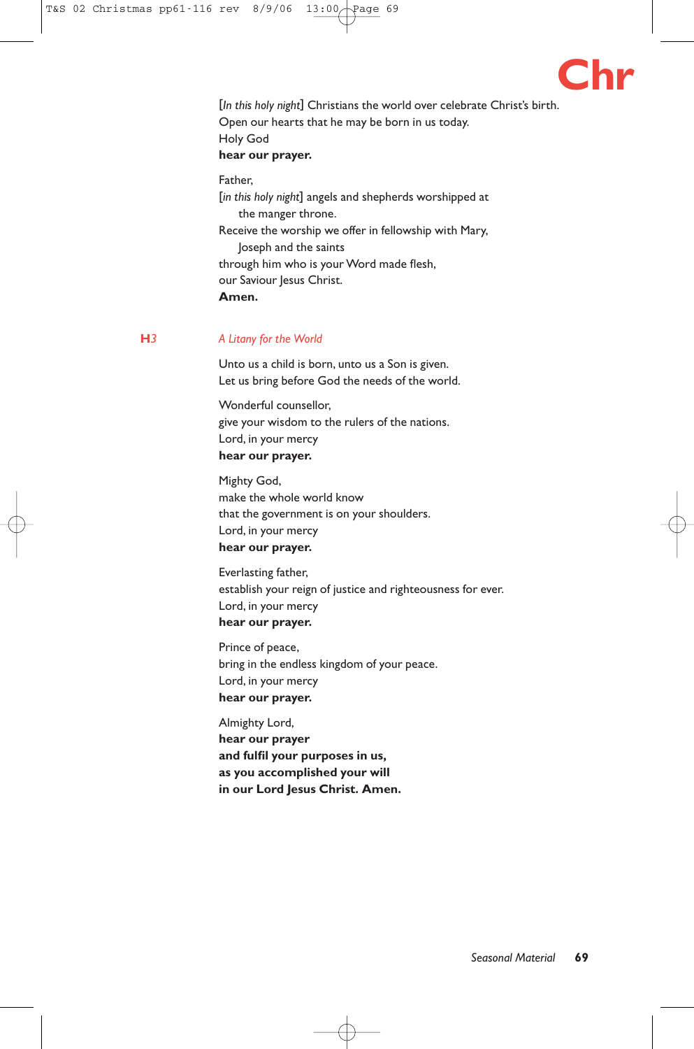[*In this holy night*] Christians the world over celebrate Christ's birth.
Open our hearts that he may be born in us today.
Holy God
**hear our prayer.**

Father,
[*in this holy night*] angels and shepherds worshipped at
the manger throne.
Receive the worship we offer in fellowship with Mary,
Joseph and the saints
through him who is your Word made flesh,
our Saviour Jesus Christ.
**Amen.**

## H3 *A Litany for the World*

Unto us a child is born, unto us a Son is given.
Let us bring before God the needs of the world.

Wonderful counsellor,
give your wisdom to the rulers of the nations.
Lord, in your mercy
**hear our prayer.**

Mighty God,
make the whole world know
that the government is on your shoulders.
Lord, in your mercy
**hear our prayer.**

Everlasting father,
establish your reign of justice and righteousness for ever.
Lord, in your mercy
**hear our prayer.**

Prince of peace,
bring in the endless kingdom of your peace.
Lord, in your mercy
**hear our prayer.**

Almighty Lord,
**hear our prayer**
**and fulfil your purposes in us,**
**as you accomplished your will**
**in our Lord Jesus Christ. Amen.**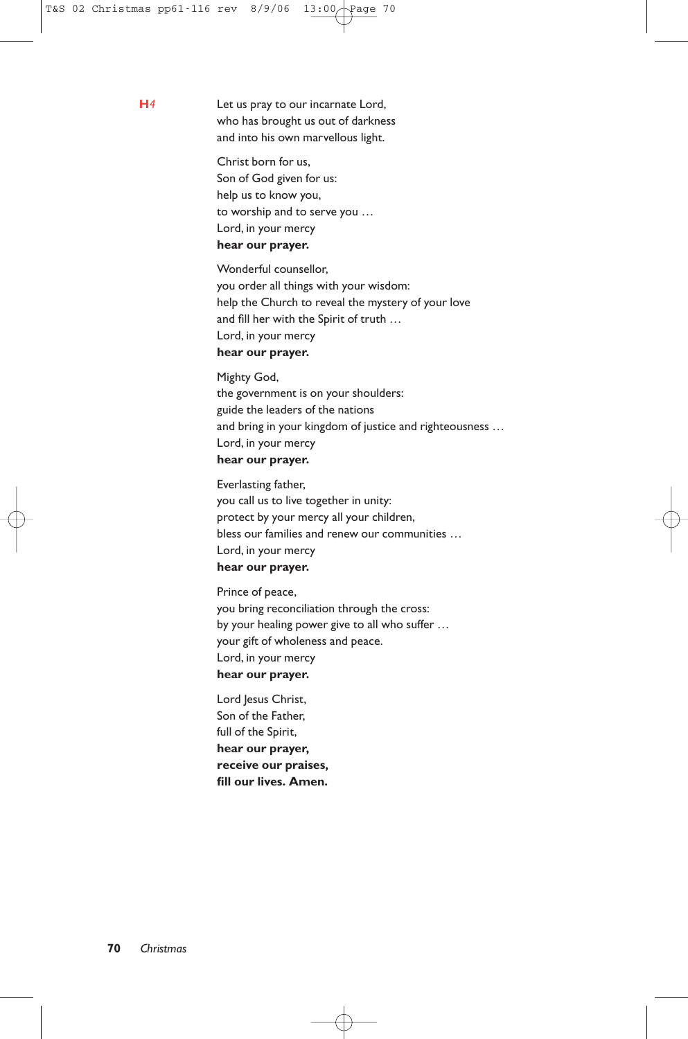**H**4

Let us pray to our incarnate Lord,
who has brought us out of darkness
and into his own marvellous light.

Christ born for us,
Son of God given for us:
help us to know you,
to worship and to serve you …
Lord, in your mercy
**hear our prayer.**

Wonderful counsellor,
you order all things with your wisdom:
help the Church to reveal the mystery of your love
and fill her with the Spirit of truth …
Lord, in your mercy
**hear our prayer.**

Mighty God,
the government is on your shoulders:
guide the leaders of the nations
and bring in your kingdom of justice and righteousness …
Lord, in your mercy
**hear our prayer.**

Everlasting father,
you call us to live together in unity:
protect by your mercy all your children,
bless our families and renew our communities …
Lord, in your mercy
**hear our prayer.**

Prince of peace,
you bring reconciliation through the cross:
by your healing power give to all who suffer …
your gift of wholeness and peace.
Lord, in your mercy
**hear our prayer.**

Lord Jesus Christ,
Son of the Father,
full of the Spirit,
**hear our prayer,**
**receive our praises,**
**fill our lives. Amen.**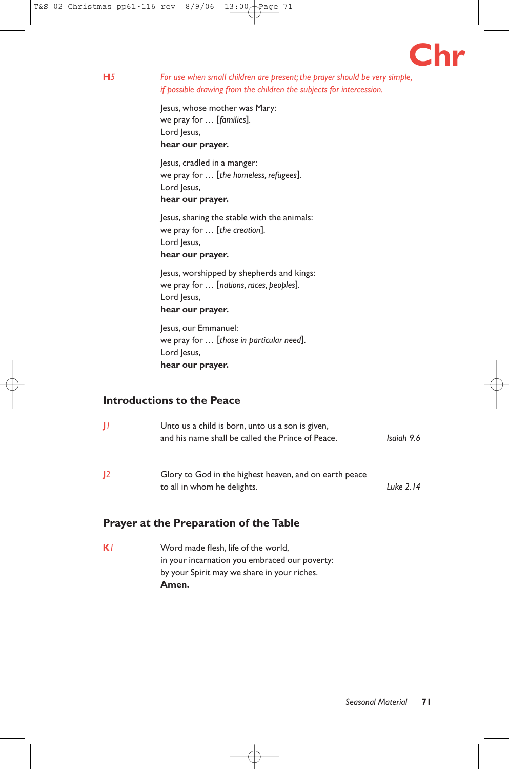**H5** *For use when small children are present; the prayer should be very simple, if possible drawing from the children the subjects for intercession.*

Jesus, whose mother was Mary:
we pray for … [*families*].
Lord Jesus,
**hear our prayer.**

Jesus, cradled in a manger:
we pray for … [*the homeless, refugees*].
Lord Jesus,
**hear our prayer.**

Jesus, sharing the stable with the animals:
we pray for … [*the creation*].
Lord Jesus,
**hear our prayer.**

Jesus, worshipped by shepherds and kings:
we pray for … [*nations, races, peoples*].
Lord Jesus,
**hear our prayer.**

Jesus, our Emmanuel:
we pray for … [*those in particular need*].
Lord Jesus,
**hear our prayer.**

## Introductions to the Peace

**J1** Unto us a child is born, unto us a son is given,
and his name shall be called the Prince of Peace. *Isaiah 9.6*

**J2** Glory to God in the highest heaven, and on earth peace
to all in whom he delights. *Luke 2.14*

## Prayer at the Preparation of the Table

**K1** Word made flesh, life of the world,
in your incarnation you embraced our poverty:
by your Spirit may we share in your riches.
**Amen.**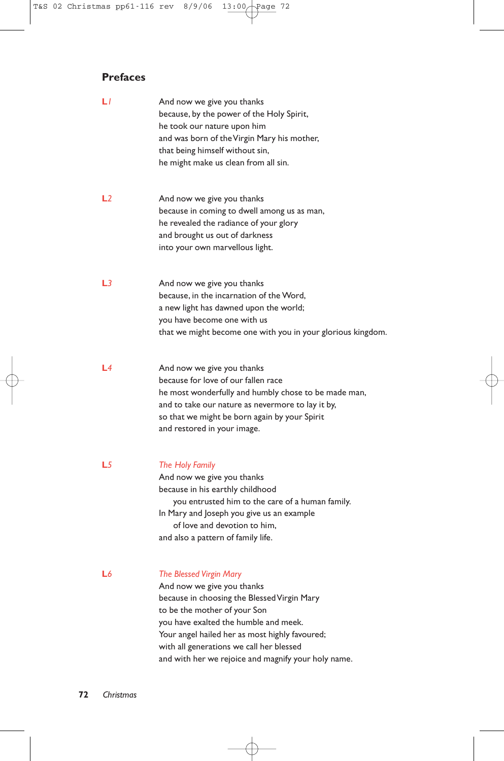## Prefaces

**L***1*

And now we give you thanks
because, by the power of the Holy Spirit,
he took our nature upon him
and was born of the Virgin Mary his mother,
that being himself without sin,
he might make us clean from all sin.

**L***2*

And now we give you thanks
because in coming to dwell among us as man,
he revealed the radiance of your glory
and brought us out of darkness
into your own marvellous light.

**L***3*

And now we give you thanks
because, in the incarnation of the Word,
a new light has dawned upon the world;
you have become one with us
that we might become one with you in your glorious kingdom.

**L***4*

And now we give you thanks
because for love of our fallen race
he most wonderfully and humbly chose to be made man,
and to take our nature as nevermore to lay it by,
so that we might be born again by your Spirit
and restored in your image.

**L***5*

*The Holy Family*

And now we give you thanks
because in his earthly childhood
    you entrusted him to the care of a human family.
In Mary and Joseph you give us an example
    of love and devotion to him,
and also a pattern of family life.

**L***6*

*The Blessed Virgin Mary*

And now we give you thanks
because in choosing the Blessed Virgin Mary
to be the mother of your Son
you have exalted the humble and meek.
Your angel hailed her as most highly favoured;
with all generations we call her blessed
and with her we rejoice and magnify your holy name.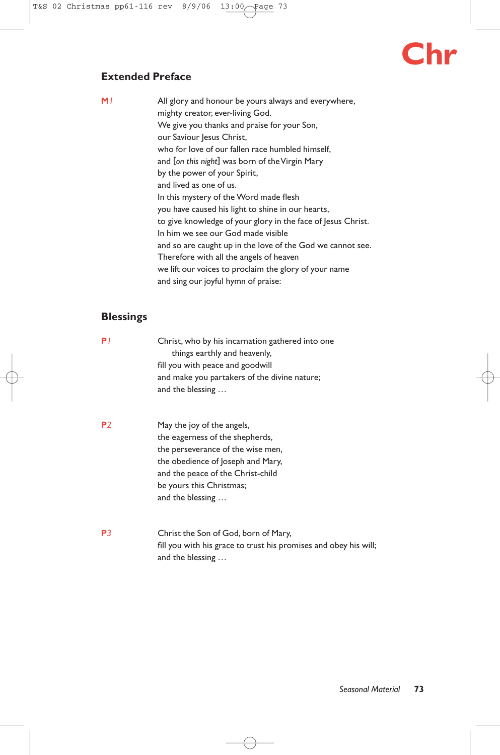## Extended Preface

**M1**

All glory and honour be yours always and everywhere,
mighty creator, ever-living God.
We give you thanks and praise for your Son,
our Saviour Jesus Christ,
who for love of our fallen race humbled himself,
and [*on this night*] was born of the Virgin Mary
by the power of your Spirit,
and lived as one of us.
In this mystery of the Word made flesh
you have caused his light to shine in our hearts,
to give knowledge of your glory in the face of Jesus Christ.
In him we see our God made visible
and so are caught up in the love of the God we cannot see.
Therefore with all the angels of heaven
we lift our voices to proclaim the glory of your name
and sing our joyful hymn of praise:

## Blessings

**P1**

Christ, who by his incarnation gathered into one
 things earthly and heavenly,
fill you with peace and goodwill
and make you partakers of the divine nature;
and the blessing …

**P2**

May the joy of the angels,
the eagerness of the shepherds,
the perseverance of the wise men,
the obedience of Joseph and Mary,
and the peace of the Christ-child
be yours this Christmas;
and the blessing …

**P3**

Christ the Son of God, born of Mary,
fill you with his grace to trust his promises and obey his will;
and the blessing …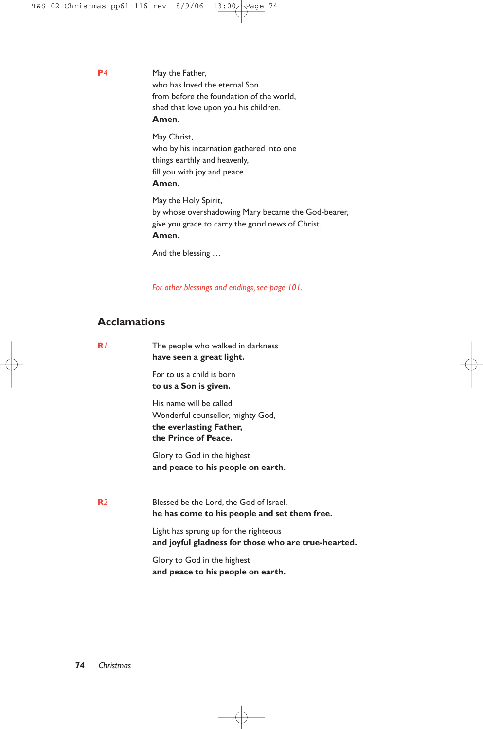**P**4

May the Father,
who has loved the eternal Son
from before the foundation of the world,
shed that love upon you his children.
**Amen.**

May Christ,
who by his incarnation gathered into one
things earthly and heavenly,
fill you with joy and peace.
**Amen.**

May the Holy Spirit,
by whose overshadowing Mary became the God-bearer,
give you grace to carry the good news of Christ.
**Amen.**

And the blessing …

*For other blessings and endings, see page 101.*

## Acclamations

**R**1

The people who walked in darkness
**have seen a great light.**

For to us a child is born
**to us a Son is given.**

His name will be called
Wonderful counsellor, mighty God,
**the everlasting Father,**
**the Prince of Peace.**

Glory to God in the highest
**and peace to his people on earth.**

**R**2

Blessed be the Lord, the God of Israel,
**he has come to his people and set them free.**

Light has sprung up for the righteous
**and joyful gladness for those who are true-hearted.**

Glory to God in the highest
**and peace to his people on earth.**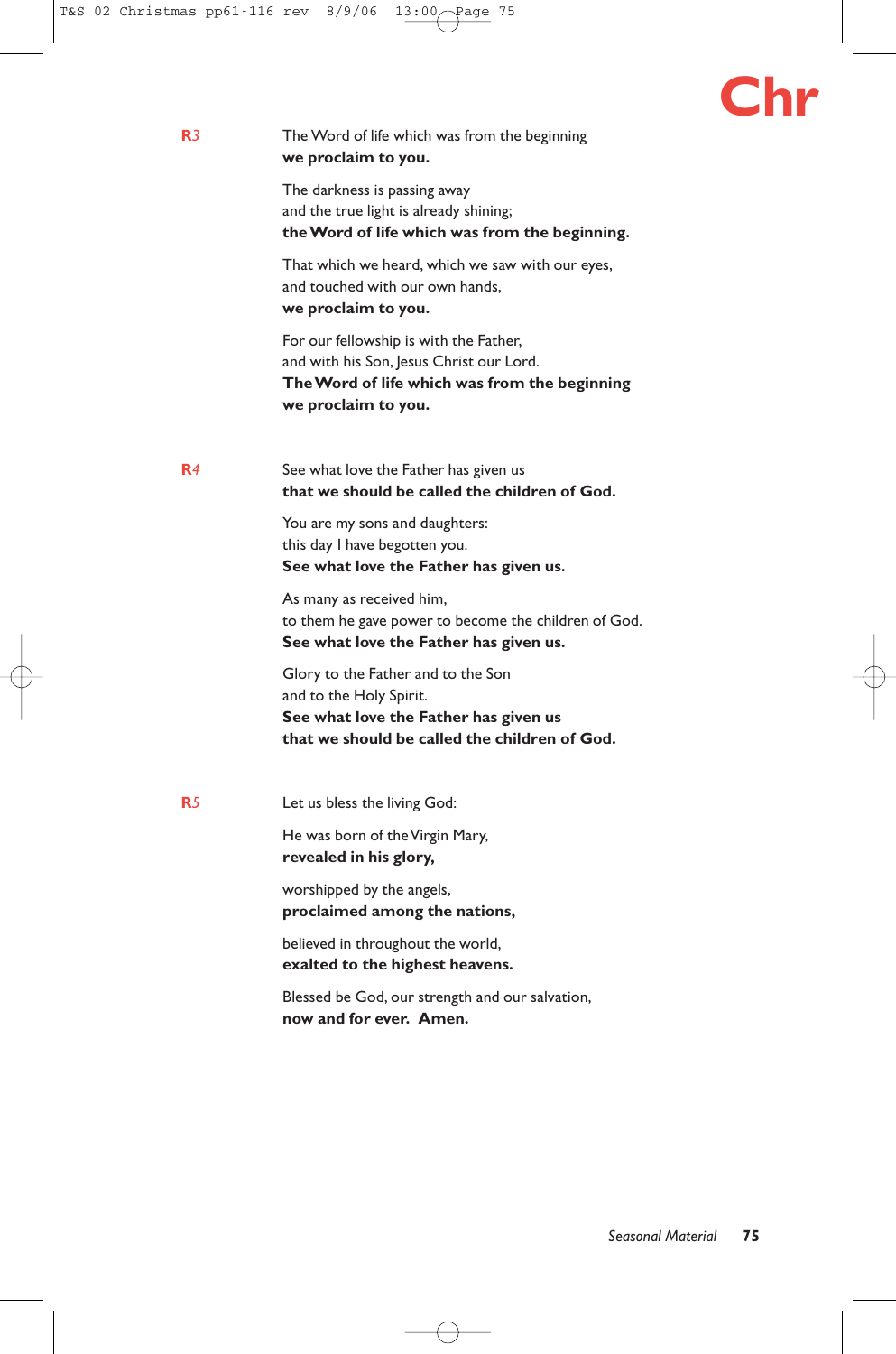**R***3*

The Word of life which was from the beginning
**we proclaim to you.**

The darkness is passing away
and the true light is already shining;
**the Word of life which was from the beginning.**

That which we heard, which we saw with our eyes,
and touched with our own hands,
**we proclaim to you.**

For our fellowship is with the Father,
and with his Son, Jesus Christ our Lord.
**The Word of life which was from the beginning**
**we proclaim to you.**

**R***4*

See what love the Father has given us
**that we should be called the children of God.**

You are my sons and daughters:
this day I have begotten you.
**See what love the Father has given us.**

As many as received him,
to them he gave power to become the children of God.
**See what love the Father has given us.**

Glory to the Father and to the Son
and to the Holy Spirit.
**See what love the Father has given us**
**that we should be called the children of God.**

**R***5*

Let us bless the living God:

He was born of the Virgin Mary,
**revealed in his glory,**

worshipped by the angels,
**proclaimed among the nations,**

believed in throughout the world,
**exalted to the highest heavens.**

Blessed be God, our strength and our salvation,
**now and for ever. Amen.**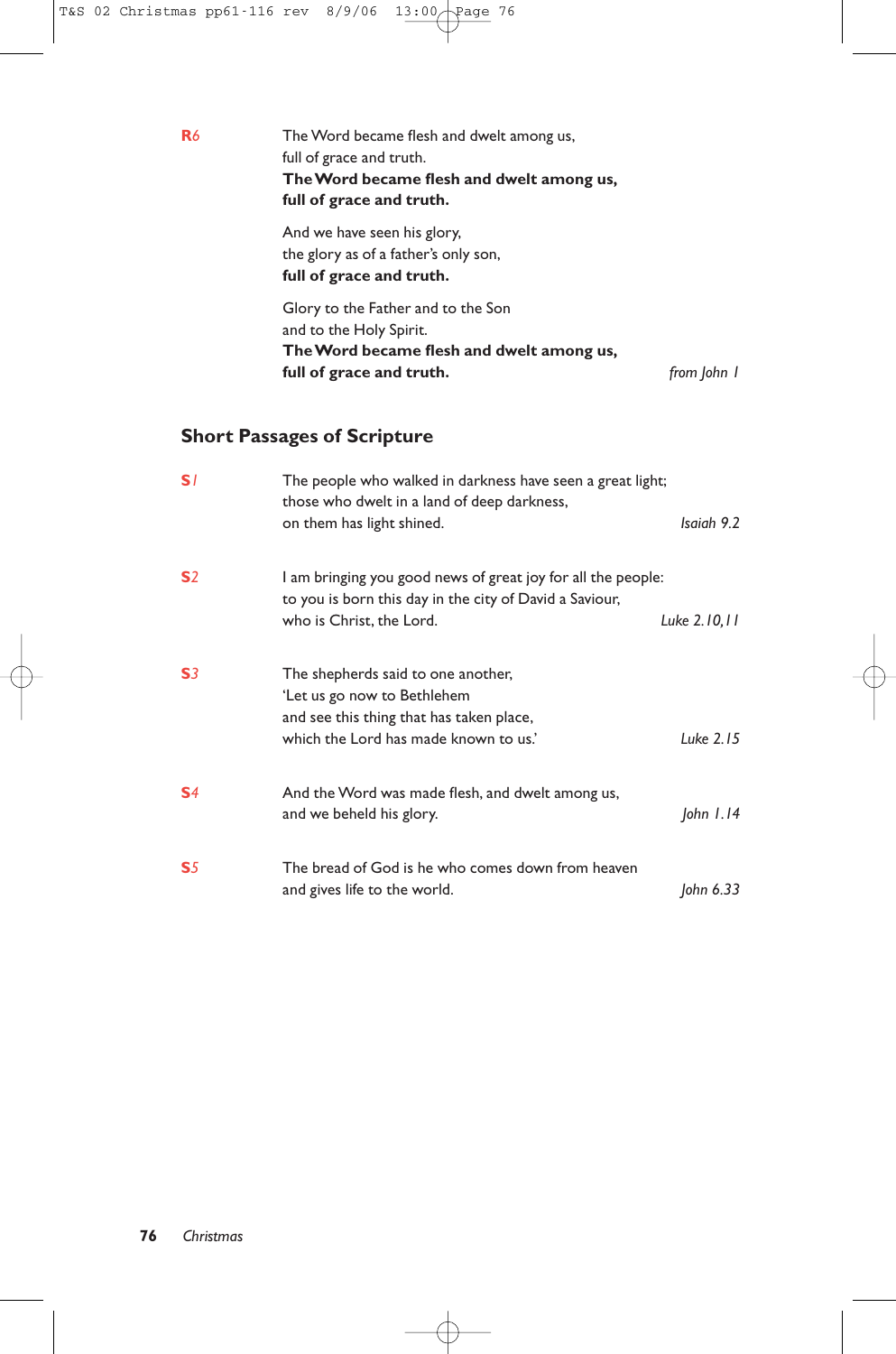**R6** The Word became flesh and dwelt among us,
full of grace and truth.
**The Word became flesh and dwelt among us,**
**full of grace and truth.**

And we have seen his glory,
the glory as of a father's only son,
**full of grace and truth.**

Glory to the Father and to the Son
and to the Holy Spirit.
**The Word became flesh and dwelt among us,**
**full of grace and truth.** *from John 1*

## Short Passages of Scripture

**S1** The people who walked in darkness have seen a great light;
those who dwelt in a land of deep darkness,
on them has light shined. *Isaiah 9.2*

**S2** I am bringing you good news of great joy for all the people:
to you is born this day in the city of David a Saviour,
who is Christ, the Lord. *Luke 2.10,11*

**S3** The shepherds said to one another,
'Let us go now to Bethlehem
and see this thing that has taken place,
which the Lord has made known to us.' *Luke 2.15*

**S4** And the Word was made flesh, and dwelt among us,
and we beheld his glory. *John 1.14*

**S5** The bread of God is he who comes down from heaven
and gives life to the world. *John 6.33*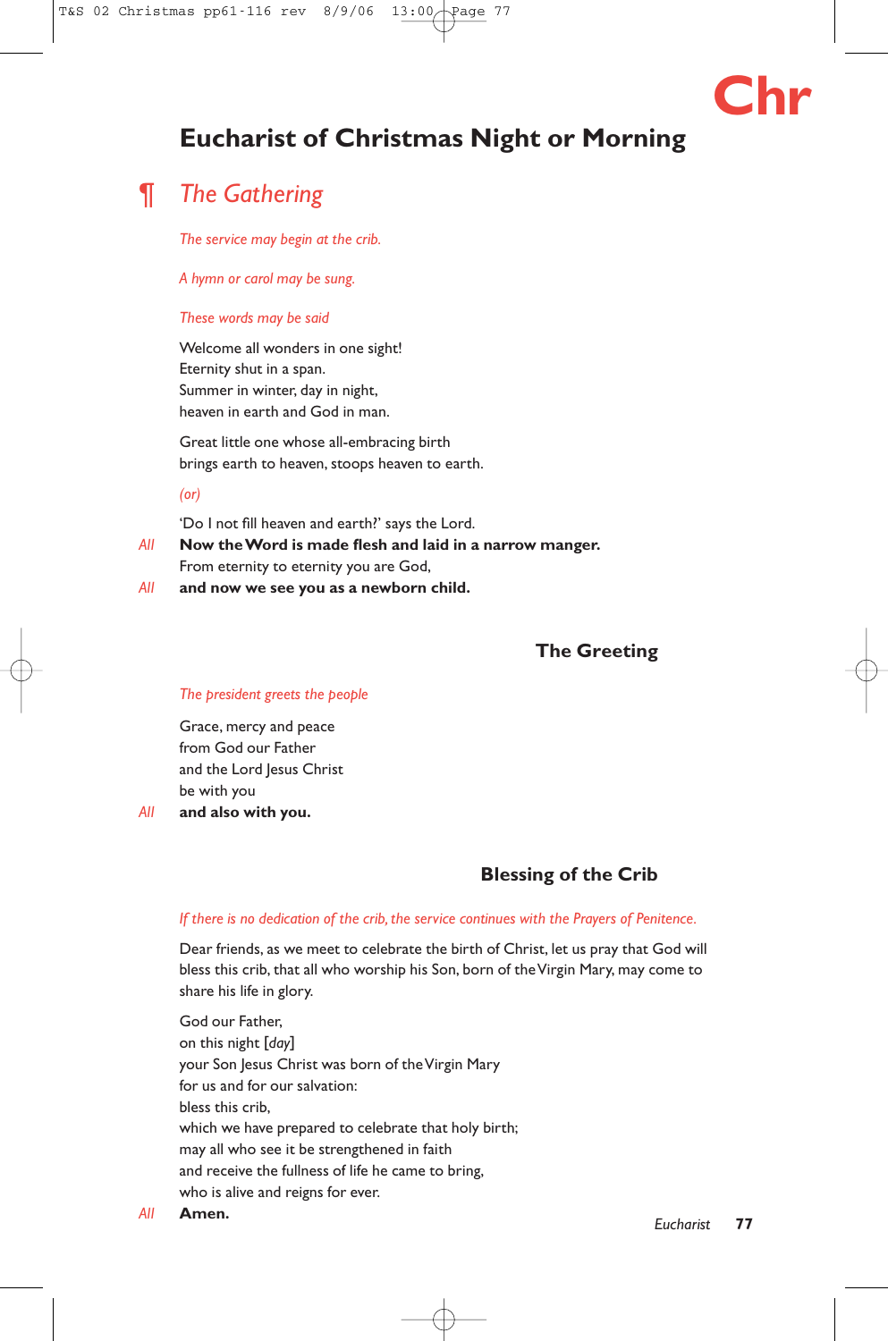# Eucharist of Christmas Night or Morning

## ¶ *The Gathering*

*The service may begin at the crib.*

*A hymn or carol may be sung.*

*These words may be said*

Welcome all wonders in one sight!
Eternity shut in a span.
Summer in winter, day in night,
heaven in earth and God in man.

Great little one whose all-embracing birth
brings earth to heaven, stoops heaven to earth.

*(or)*

'Do I not fill heaven and earth?' says the Lord.

*All* **Now the Word is made flesh and laid in a narrow manger.**

From eternity to eternity you are God,

*All* **and now we see you as a newborn child.**

### The Greeting

*The president greets the people*

Grace, mercy and peace
from God our Father
and the Lord Jesus Christ
be with you

*All* **and also with you.**

### Blessing of the Crib

*If there is no dedication of the crib, the service continues with the Prayers of Penitence.*

Dear friends, as we meet to celebrate the birth of Christ, let us pray that God will bless this crib, that all who worship his Son, born of the Virgin Mary, may come to share his life in glory.

God our Father,
on this night [*day*]
your Son Jesus Christ was born of the Virgin Mary
for us and for our salvation:
bless this crib,
which we have prepared to celebrate that holy birth;
may all who see it be strengthened in faith
and receive the fullness of life he came to bring,
who is alive and reigns for ever.

*All* **Amen.**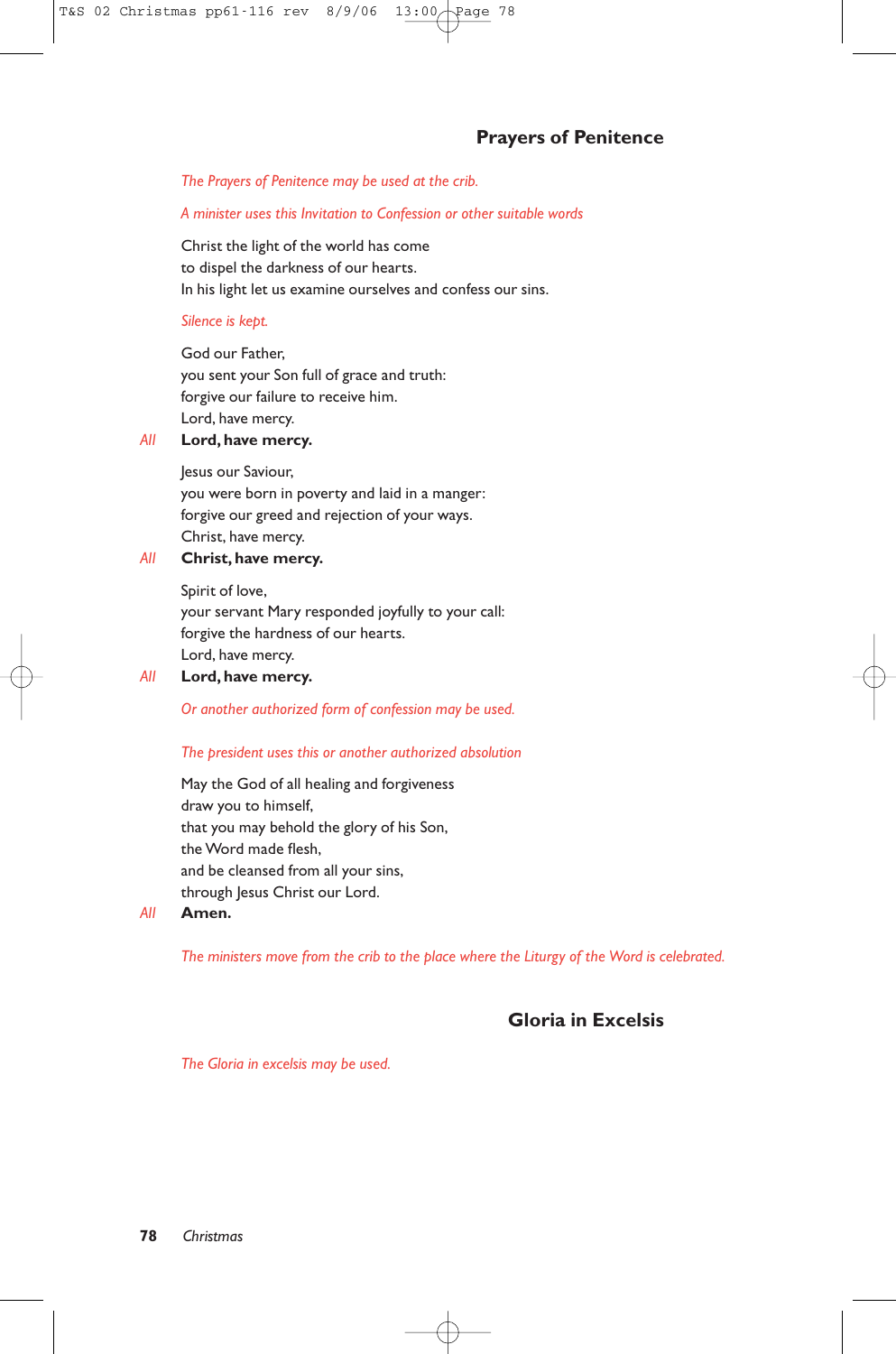## Prayers of Penitence

*The Prayers of Penitence may be used at the crib.*

*A minister uses this Invitation to Confession or other suitable words*

Christ the light of the world has come
to dispel the darkness of our hearts.
In his light let us examine ourselves and confess our sins.

*Silence is kept.*

God our Father,
you sent your Son full of grace and truth:
forgive our failure to receive him.
Lord, have mercy.

*All* **Lord, have mercy.**

Jesus our Saviour,
you were born in poverty and laid in a manger:
forgive our greed and rejection of your ways.
Christ, have mercy.

*All* **Christ, have mercy.**

Spirit of love,
your servant Mary responded joyfully to your call:
forgive the hardness of our hearts.
Lord, have mercy.

*All* **Lord, have mercy.**

*Or another authorized form of confession may be used.*

*The president uses this or another authorized absolution*

May the God of all healing and forgiveness
draw you to himself,
that you may behold the glory of his Son,
the Word made flesh,
and be cleansed from all your sins,
through Jesus Christ our Lord.

*All* **Amen.**

*The ministers move from the crib to the place where the Liturgy of the Word is celebrated.*

## Gloria in Excelsis

*The Gloria in excelsis may be used.*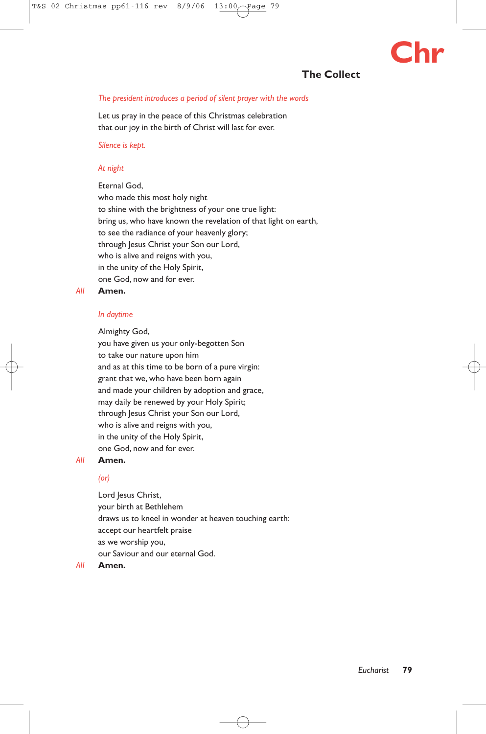## The Collect

*The president introduces a period of silent prayer with the words*

Let us pray in the peace of this Christmas celebration
that our joy in the birth of Christ will last for ever.

*Silence is kept.*

*At night*

Eternal God,
who made this most holy night
to shine with the brightness of your one true light:
bring us, who have known the revelation of that light on earth,
to see the radiance of your heavenly glory;
through Jesus Christ your Son our Lord,
who is alive and reigns with you,
in the unity of the Holy Spirit,
one God, now and for ever.

*All* **Amen.**

*In daytime*

Almighty God,
you have given us your only-begotten Son
to take our nature upon him
and as at this time to be born of a pure virgin:
grant that we, who have been born again
and made your children by adoption and grace,
may daily be renewed by your Holy Spirit;
through Jesus Christ your Son our Lord,
who is alive and reigns with you,
in the unity of the Holy Spirit,
one God, now and for ever.

*All* **Amen.**

*(or)*

Lord Jesus Christ,
your birth at Bethlehem
draws us to kneel in wonder at heaven touching earth:
accept our heartfelt praise
as we worship you,
our Saviour and our eternal God.

*All* **Amen.**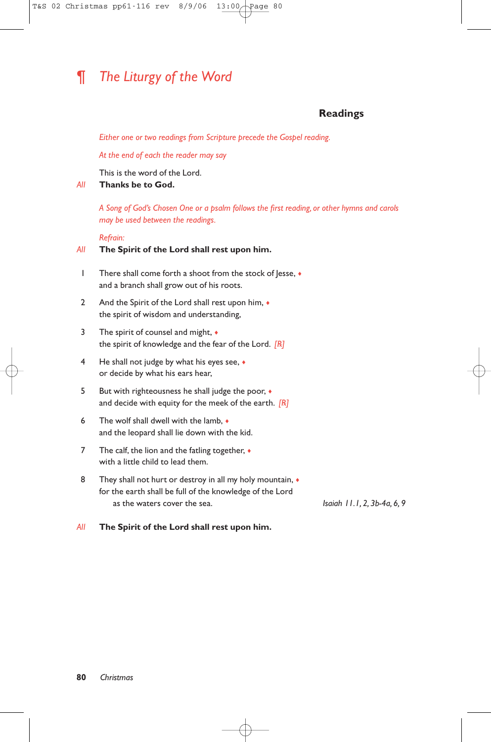# ¶ *The Liturgy of the Word*

## Readings

*Either one or two readings from Scripture precede the Gospel reading.*

*At the end of each the reader may say*

This is the word of the Lord.

*All* **Thanks be to God.**

*A Song of God's Chosen One or a psalm follows the first reading, or other hymns and carols may be used between the readings.*

*Refrain:*

*All* **The Spirit of the Lord shall rest upon him.**

1 There shall come forth a shoot from the stock of Jesse, ♦
and a branch shall grow out of his roots.

2 And the Spirit of the Lord shall rest upon him, ♦
the spirit of wisdom and understanding,

3 The spirit of counsel and might, ♦
the spirit of knowledge and the fear of the Lord. *[R]*

4 He shall not judge by what his eyes see, ♦
or decide by what his ears hear,

5 But with righteousness he shall judge the poor, ♦
and decide with equity for the meek of the earth. *[R]*

6 The wolf shall dwell with the lamb, ♦
and the leopard shall lie down with the kid.

7 The calf, the lion and the fatling together, ♦
with a little child to lead them.

8 They shall not hurt or destroy in all my holy mountain, ♦
for the earth shall be full of the knowledge of the Lord
as the waters cover the sea.

*Isaiah 11.1, 2, 3b-4a, 6, 9*

*All* **The Spirit of the Lord shall rest upon him.**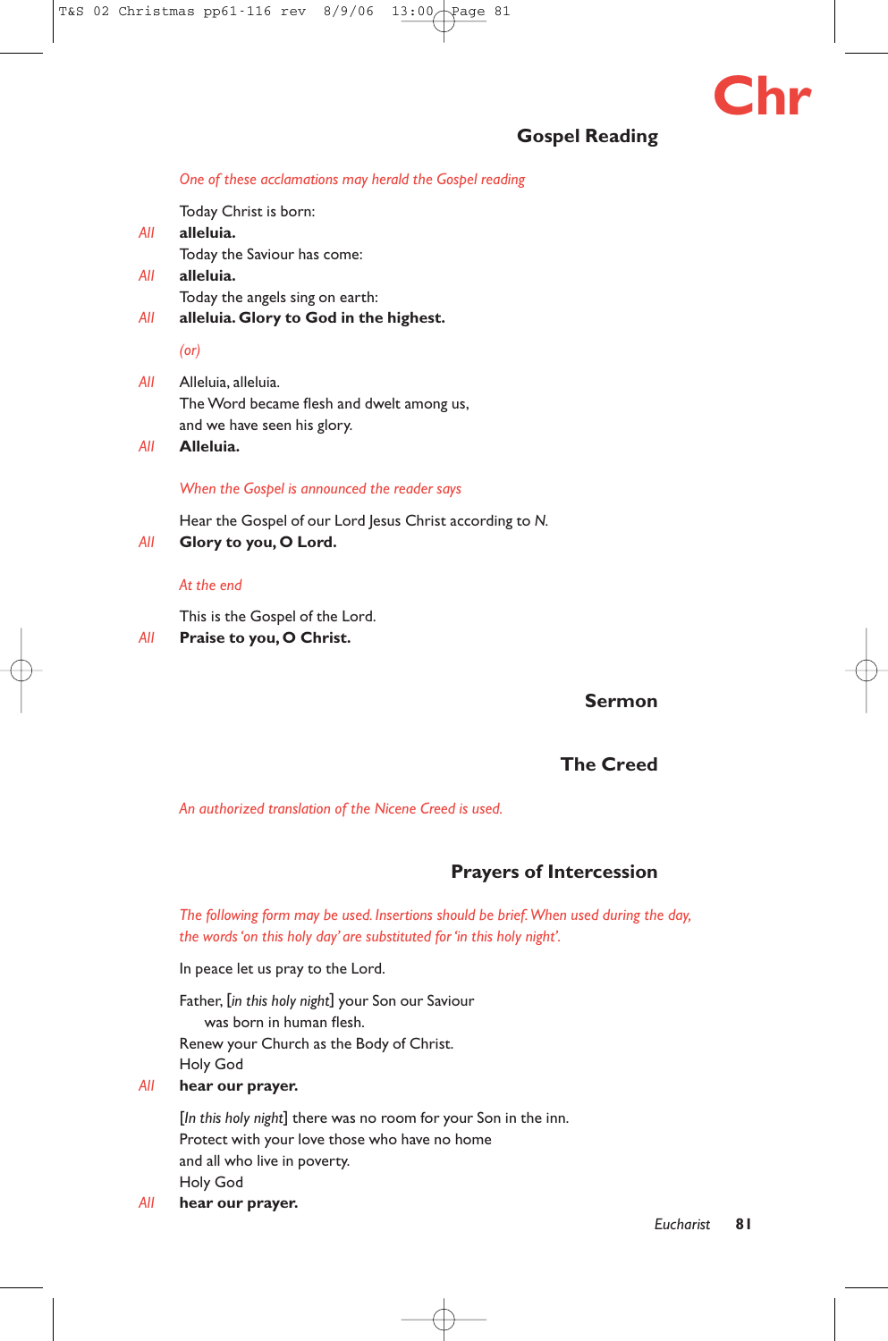## Gospel Reading

*One of these acclamations may herald the Gospel reading*

Today Christ is born:
*All* **alleluia.**
Today the Saviour has come:
*All* **alleluia.**
Today the angels sing on earth:
*All* **alleluia. Glory to God in the highest.**

*(or)*

*All* Alleluia, alleluia.
The Word became flesh and dwelt among us,
and we have seen his glory.
*All* **Alleluia.**

*When the Gospel is announced the reader says*

Hear the Gospel of our Lord Jesus Christ according to *N*.
*All* **Glory to you, O Lord.**

*At the end*

This is the Gospel of the Lord.
*All* **Praise to you, O Christ.**

## Sermon

## The Creed

*An authorized translation of the Nicene Creed is used.*

## Prayers of Intercession

*The following form may be used. Insertions should be brief. When used during the day, the words 'on this holy day' are substituted for 'in this holy night'.*

In peace let us pray to the Lord.

Father, [*in this holy night*] your Son our Saviour
  was born in human flesh.
Renew your Church as the Body of Christ.
Holy God
*All* **hear our prayer.**

[*In this holy night*] there was no room for your Son in the inn.
Protect with your love those who have no home
and all who live in poverty.
Holy God
*All* **hear our prayer.**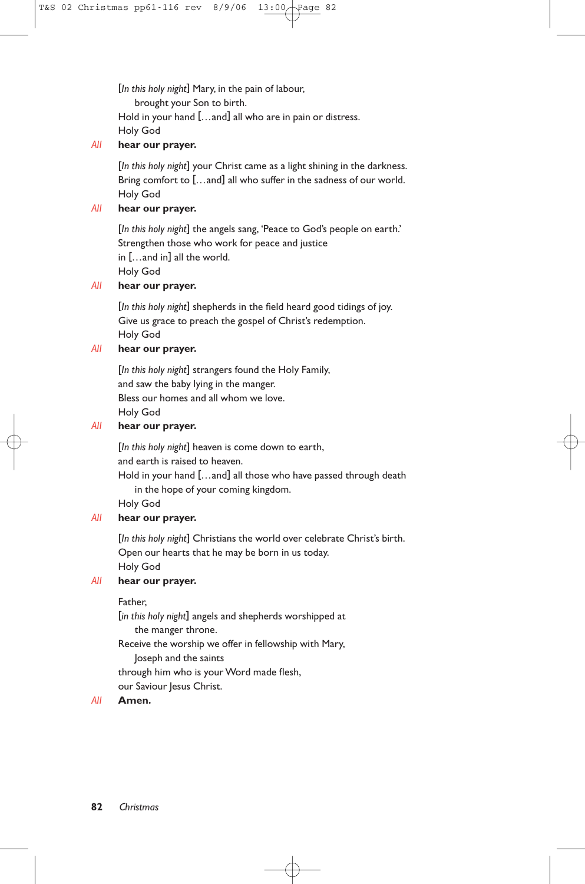[*In this holy night*] Mary, in the pain of labour,
  brought your Son to birth.
Hold in your hand […and] all who are in pain or distress.
Holy God

*All* **hear our prayer.**

[*In this holy night*] your Christ came as a light shining in the darkness.
Bring comfort to […and] all who suffer in the sadness of our world.
Holy God

*All* **hear our prayer.**

[*In this holy night*] the angels sang, 'Peace to God's people on earth.'
Strengthen those who work for peace and justice
in […and in] all the world.
Holy God

*All* **hear our prayer.**

[*In this holy night*] shepherds in the field heard good tidings of joy.
Give us grace to preach the gospel of Christ's redemption.
Holy God

*All* **hear our prayer.**

[*In this holy night*] strangers found the Holy Family,
and saw the baby lying in the manger.
Bless our homes and all whom we love.
Holy God

*All* **hear our prayer.**

[*In this holy night*] heaven is come down to earth,
and earth is raised to heaven.
Hold in your hand […and] all those who have passed through death
  in the hope of your coming kingdom.
Holy God

*All* **hear our prayer.**

[*In this holy night*] Christians the world over celebrate Christ's birth.
Open our hearts that he may be born in us today.
Holy God

*All* **hear our prayer.**

Father,
[*in this holy night*] angels and shepherds worshipped at
  the manger throne.
Receive the worship we offer in fellowship with Mary,
  Joseph and the saints
through him who is your Word made flesh,
our Saviour Jesus Christ.

*All* **Amen.**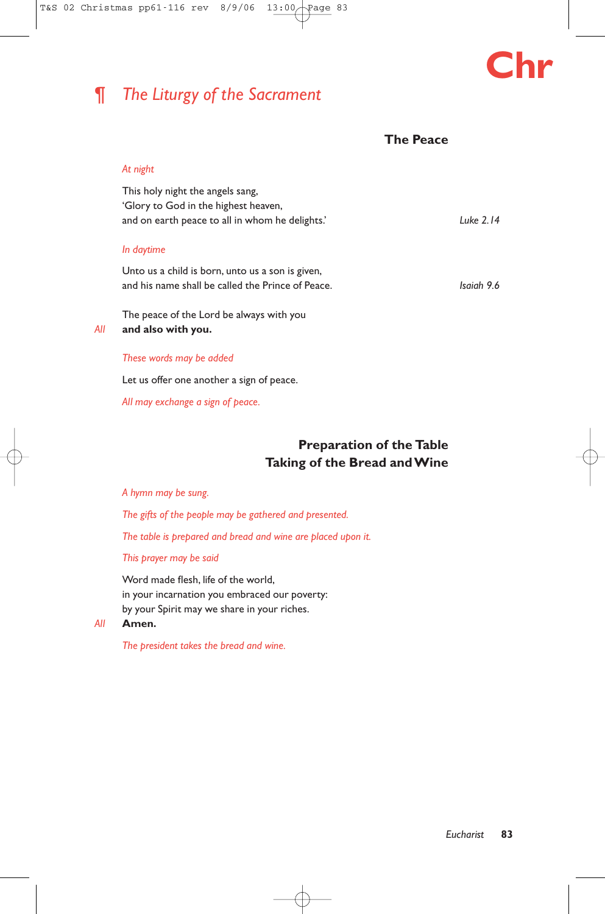## ¶ *The Liturgy of the Sacrament*

### The Peace

*At night*

This holy night the angels sang,
'Glory to God in the highest heaven,
and on earth peace to all in whom he delights.' *Luke 2.14*

*In daytime*

Unto us a child is born, unto us a son is given,
and his name shall be called the Prince of Peace. *Isaiah 9.6*

The peace of the Lord be always with you

*All* **and also with you.**

*These words may be added*

Let us offer one another a sign of peace.

*All may exchange a sign of peace.*

### Preparation of the Table
### Taking of the Bread and Wine

*A hymn may be sung.*

*The gifts of the people may be gathered and presented.*

*The table is prepared and bread and wine are placed upon it.*

*This prayer may be said*

Word made flesh, life of the world,
in your incarnation you embraced our poverty:
by your Spirit may we share in your riches.

*All* **Amen.**

*The president takes the bread and wine.*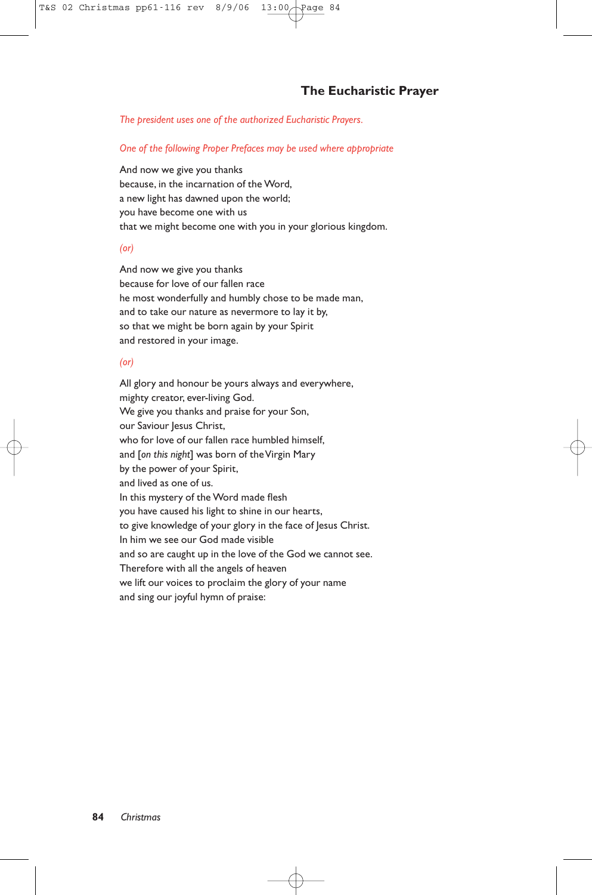## The Eucharistic Prayer

*The president uses one of the authorized Eucharistic Prayers.*

*One of the following Proper Prefaces may be used where appropriate*

And now we give you thanks
because, in the incarnation of the Word,
a new light has dawned upon the world;
you have become one with us
that we might become one with you in your glorious kingdom.

*(or)*

And now we give you thanks
because for love of our fallen race
he most wonderfully and humbly chose to be made man,
and to take our nature as nevermore to lay it by,
so that we might be born again by your Spirit
and restored in your image.

*(or)*

All glory and honour be yours always and everywhere,
mighty creator, ever-living God.
We give you thanks and praise for your Son,
our Saviour Jesus Christ,
who for love of our fallen race humbled himself,
and [*on this night*] was born of the Virgin Mary
by the power of your Spirit,
and lived as one of us.
In this mystery of the Word made flesh
you have caused his light to shine in our hearts,
to give knowledge of your glory in the face of Jesus Christ.
In him we see our God made visible
and so are caught up in the love of the God we cannot see.
Therefore with all the angels of heaven
we lift our voices to proclaim the glory of your name
and sing our joyful hymn of praise: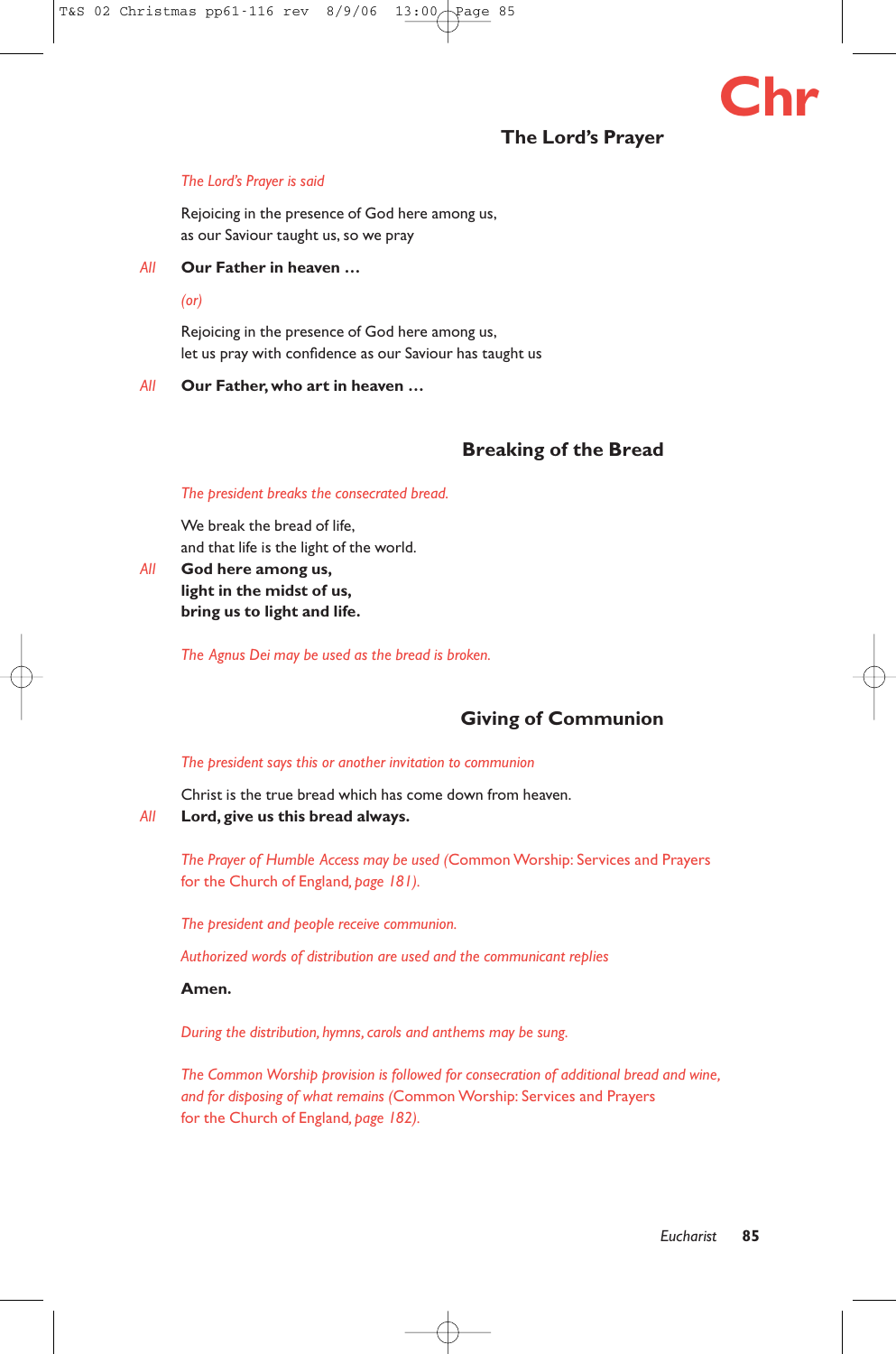## The Lord's Prayer

*The Lord's Prayer is said*

Rejoicing in the presence of God here among us,
as our Saviour taught us, so we pray

*All* **Our Father in heaven …**

*(or)*

Rejoicing in the presence of God here among us,
let us pray with confidence as our Saviour has taught us

*All* **Our Father, who art in heaven …**

## Breaking of the Bread

*The president breaks the consecrated bread.*

We break the bread of life,
and that life is the light of the world.

*All* **God here among us,**
**light in the midst of us,**
**bring us to light and life.**

*The Agnus Dei may be used as the bread is broken.*

## Giving of Communion

*The president says this or another invitation to communion*

Christ is the true bread which has come down from heaven.

*All* **Lord, give us this bread always.**

*The Prayer of Humble Access may be used (*Common Worship: Services and Prayers for the Church of England*, page 181).*

*The president and people receive communion.*

*Authorized words of distribution are used and the communicant replies*

**Amen.**

*During the distribution, hymns, carols and anthems may be sung.*

*The Common Worship provision is followed for consecration of additional bread and wine, and for disposing of what remains (*Common Worship: Services and Prayers for the Church of England*, page 182).*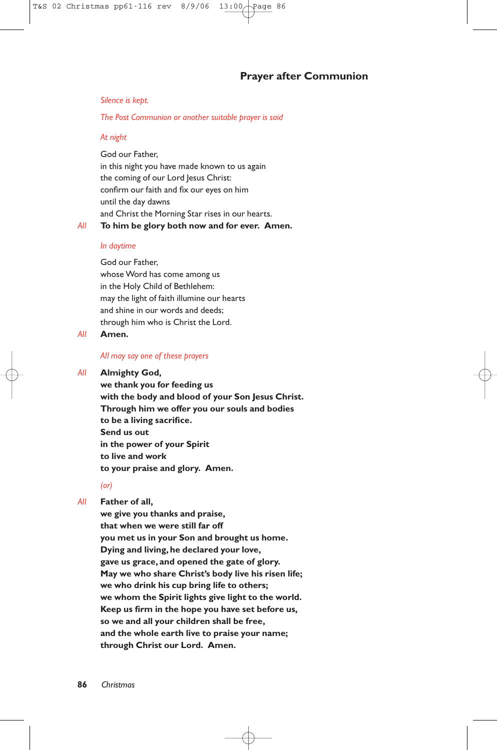## Prayer after Communion

*Silence is kept.*

*The Post Communion or another suitable prayer is said*

*At night*

God our Father,
in this night you have made known to us again
the coming of our Lord Jesus Christ:
confirm our faith and fix our eyes on him
until the day dawns
and Christ the Morning Star rises in our hearts.

*All* **To him be glory both now and for ever. Amen.**

*In daytime*

God our Father,
whose Word has come among us
in the Holy Child of Bethlehem:
may the light of faith illumine our hearts
and shine in our words and deeds;
through him who is Christ the Lord.

*All* **Amen.**

*All may say one of these prayers*

*All* **Almighty God,**
**we thank you for feeding us**
**with the body and blood of your Son Jesus Christ.**
**Through him we offer you our souls and bodies**
**to be a living sacrifice.**
**Send us out**
**in the power of your Spirit**
**to live and work**
**to your praise and glory. Amen.**

*(or)*

*All* **Father of all,**
**we give you thanks and praise,**
**that when we were still far off**
**you met us in your Son and brought us home.**
**Dying and living, he declared your love,**
**gave us grace, and opened the gate of glory.**
**May we who share Christ's body live his risen life;**
**we who drink his cup bring life to others;**
**we whom the Spirit lights give light to the world.**
**Keep us firm in the hope you have set before us,**
**so we and all your children shall be free,**
**and the whole earth live to praise your name;**
**through Christ our Lord. Amen.**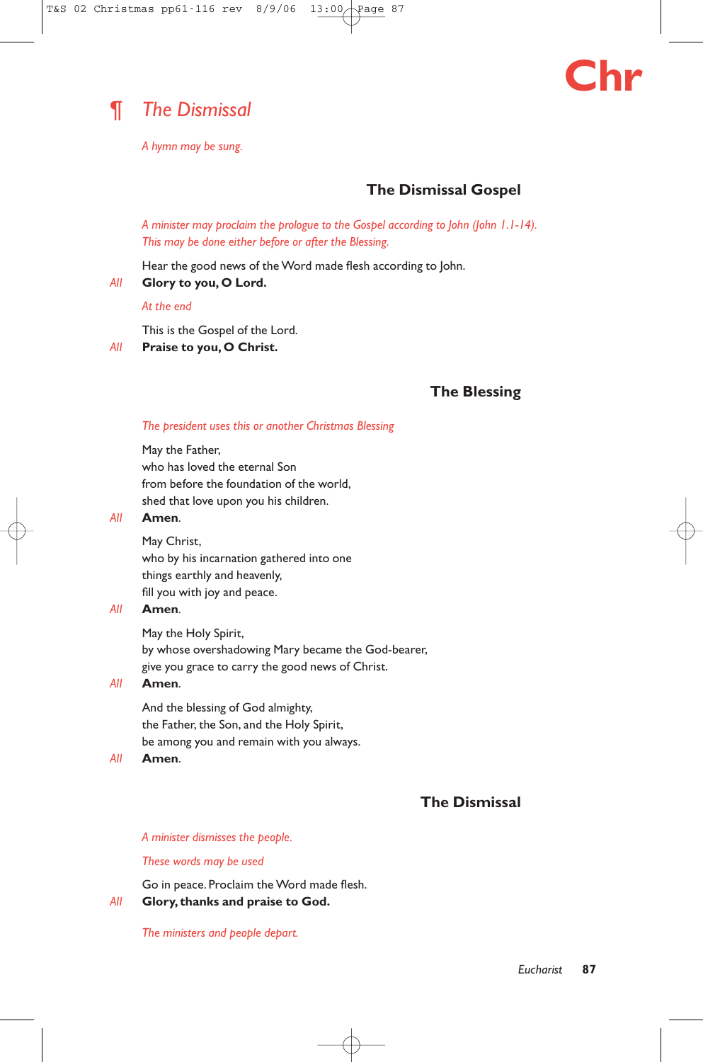## ¶ *The Dismissal*

*A hymn may be sung.*

### The Dismissal Gospel

*A minister may proclaim the prologue to the Gospel according to John (John 1.1-14). This may be done either before or after the Blessing.*

Hear the good news of the Word made flesh according to John.

*All* **Glory to you, O Lord.**

*At the end*

This is the Gospel of the Lord.

*All* **Praise to you, O Christ.**

### The Blessing

*The president uses this or another Christmas Blessing*

May the Father,
who has loved the eternal Son
from before the foundation of the world,
shed that love upon you his children.

*All* **Amen.**

May Christ,
who by his incarnation gathered into one
things earthly and heavenly,
fill you with joy and peace.

*All* **Amen.**

May the Holy Spirit,
by whose overshadowing Mary became the God-bearer,
give you grace to carry the good news of Christ.

*All* **Amen.**

And the blessing of God almighty,
the Father, the Son, and the Holy Spirit,
be among you and remain with you always.

*All* **Amen.**

### The Dismissal

*A minister dismisses the people.*

*These words may be used*

Go in peace. Proclaim the Word made flesh.

*All* **Glory, thanks and praise to God.**

*The ministers and people depart.*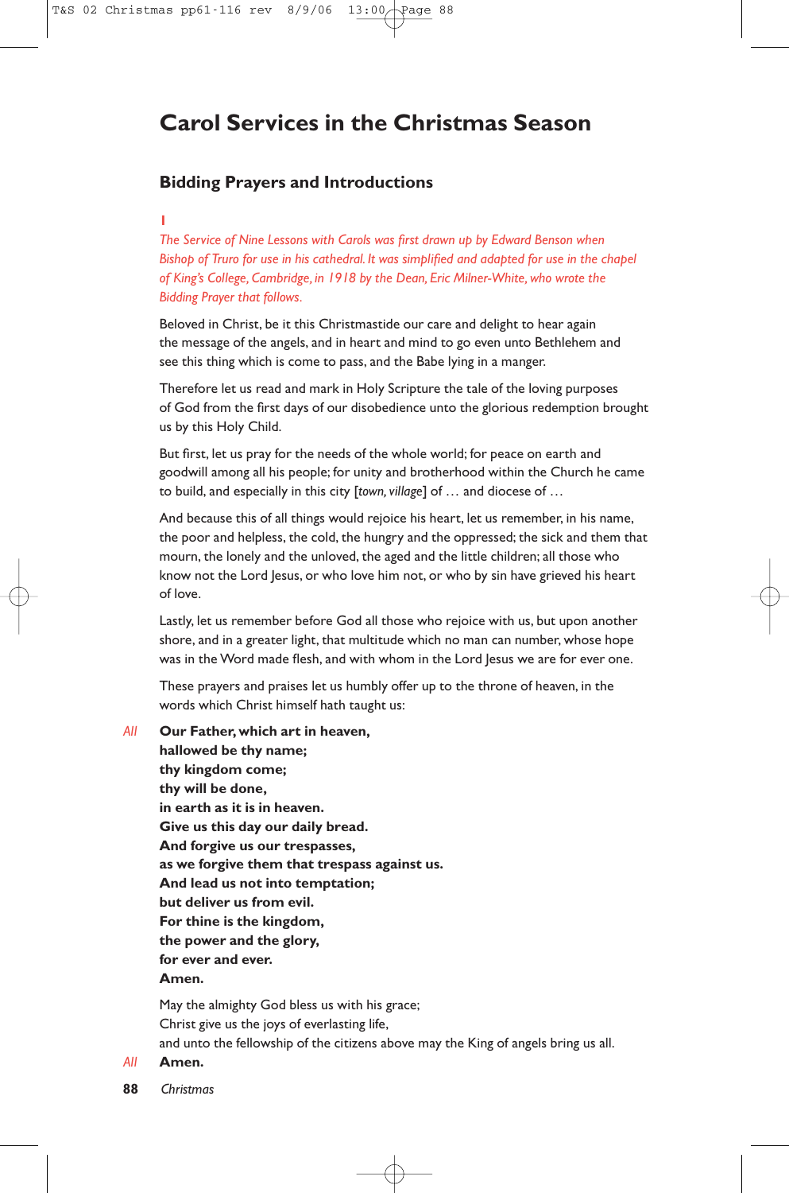# Carol Services in the Christmas Season

## Bidding Prayers and Introductions

**1**

*The Service of Nine Lessons with Carols was first drawn up by Edward Benson when Bishop of Truro for use in his cathedral. It was simplified and adapted for use in the chapel of King's College, Cambridge, in 1918 by the Dean, Eric Milner-White, who wrote the Bidding Prayer that follows.*

Beloved in Christ, be it this Christmastide our care and delight to hear again the message of the angels, and in heart and mind to go even unto Bethlehem and see this thing which is come to pass, and the Babe lying in a manger.

Therefore let us read and mark in Holy Scripture the tale of the loving purposes of God from the first days of our disobedience unto the glorious redemption brought us by this Holy Child.

But first, let us pray for the needs of the whole world; for peace on earth and goodwill among all his people; for unity and brotherhood within the Church he came to build, and especially in this city [*town, village*] of … and diocese of …

And because this of all things would rejoice his heart, let us remember, in his name, the poor and helpless, the cold, the hungry and the oppressed; the sick and them that mourn, the lonely and the unloved, the aged and the little children; all those who know not the Lord Jesus, or who love him not, or who by sin have grieved his heart of love.

Lastly, let us remember before God all those who rejoice with us, but upon another shore, and in a greater light, that multitude which no man can number, whose hope was in the Word made flesh, and with whom in the Lord Jesus we are for ever one.

These prayers and praises let us humbly offer up to the throne of heaven, in the words which Christ himself hath taught us:

*All* **Our Father, which art in heaven,**
**hallowed be thy name;**
**thy kingdom come;**
**thy will be done,**
**in earth as it is in heaven.**
**Give us this day our daily bread.**
**And forgive us our trespasses,**
**as we forgive them that trespass against us.**
**And lead us not into temptation;**
**but deliver us from evil.**
**For thine is the kingdom,**
**the power and the glory,**
**for ever and ever.**
**Amen.**

May the almighty God bless us with his grace;
Christ give us the joys of everlasting life,
and unto the fellowship of the citizens above may the King of angels bring us all.

*All* **Amen.**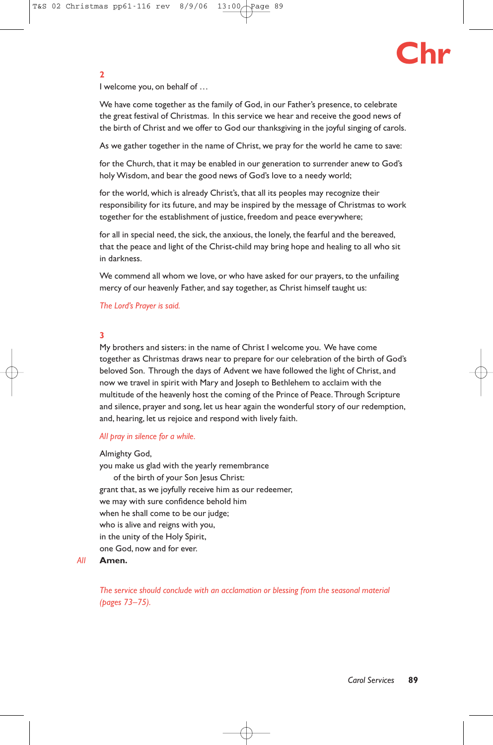**2**

I welcome you, on behalf of …

We have come together as the family of God, in our Father's presence, to celebrate the great festival of Christmas. In this service we hear and receive the good news of the birth of Christ and we offer to God our thanksgiving in the joyful singing of carols.

As we gather together in the name of Christ, we pray for the world he came to save:

for the Church, that it may be enabled in our generation to surrender anew to God's holy Wisdom, and bear the good news of God's love to a needy world;

for the world, which is already Christ's, that all its peoples may recognize their responsibility for its future, and may be inspired by the message of Christmas to work together for the establishment of justice, freedom and peace everywhere;

for all in special need, the sick, the anxious, the lonely, the fearful and the bereaved, that the peace and light of the Christ-child may bring hope and healing to all who sit in darkness.

We commend all whom we love, or who have asked for our prayers, to the unfailing mercy of our heavenly Father, and say together, as Christ himself taught us:

*The Lord's Prayer is said.*

**3**

My brothers and sisters: in the name of Christ I welcome you. We have come together as Christmas draws near to prepare for our celebration of the birth of God's beloved Son. Through the days of Advent we have followed the light of Christ, and now we travel in spirit with Mary and Joseph to Bethlehem to acclaim with the multitude of the heavenly host the coming of the Prince of Peace. Through Scripture and silence, prayer and song, let us hear again the wonderful story of our redemption, and, hearing, let us rejoice and respond with lively faith.

*All pray in silence for a while.*

Almighty God,
you make us glad with the yearly remembrance
  of the birth of your Son Jesus Christ:
grant that, as we joyfully receive him as our redeemer,
we may with sure confidence behold him
when he shall come to be our judge;
who is alive and reigns with you,
in the unity of the Holy Spirit,
one God, now and for ever.

*All* **Amen.**

*The service should conclude with an acclamation or blessing from the seasonal material (pages 73–75).*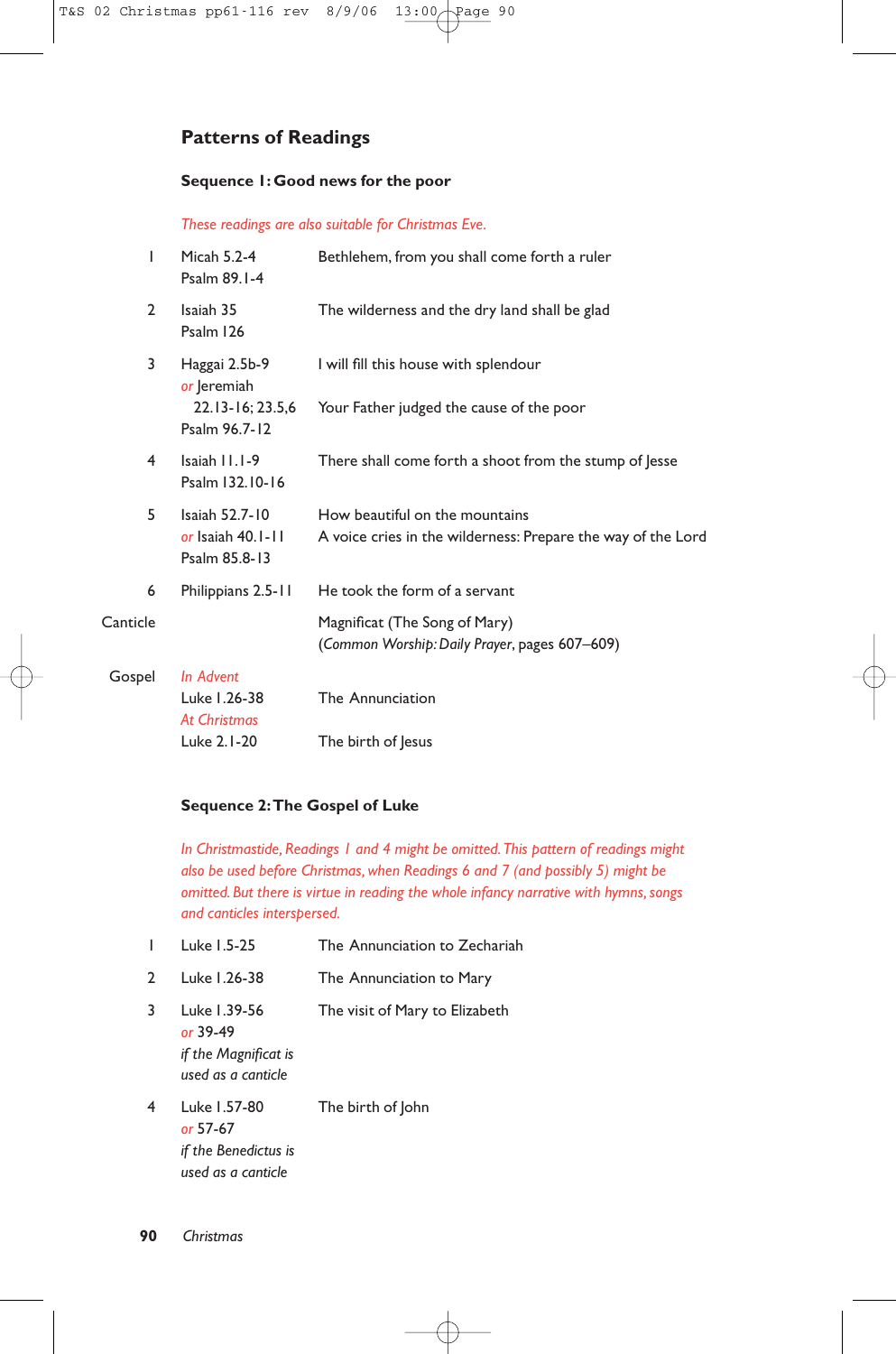## Patterns of Readings

### Sequence 1: Good news for the poor

*These readings are also suitable for Christmas Eve.*

| | | |
|---|---|---|
| 1 | Micah 5.2-4<br>Psalm 89.1-4 | Bethlehem, from you shall come forth a ruler |
| 2 | Isaiah 35<br>Psalm 126 | The wilderness and the dry land shall be glad |
| 3 | Haggai 2.5b-9<br>*or* Jeremiah 22.13-16; 23.5,6<br>Psalm 96.7-12 | I will fill this house with splendour<br>Your Father judged the cause of the poor |
| 4 | Isaiah 11.1-9<br>Psalm 132.10-16 | There shall come forth a shoot from the stump of Jesse |
| 5 | Isaiah 52.7-10<br>*or* Isaiah 40.1-11<br>Psalm 85.8-13 | How beautiful on the mountains<br>A voice cries in the wilderness: Prepare the way of the Lord |
| 6 | Philippians 2.5-11 | He took the form of a servant |
| Canticle | | Magnificat (The Song of Mary)<br>(*Common Worship: Daily Prayer*, pages 607–609) |
| Gospel | *In Advent*<br>Luke 1.26-38<br>*At Christmas*<br>Luke 2.1-20 | The Annunciation<br><br>The birth of Jesus |

### Sequence 2: The Gospel of Luke

*In Christmastide, Readings 1 and 4 might be omitted. This pattern of readings might also be used before Christmas, when Readings 6 and 7 (and possibly 5) might be omitted. But there is virtue in reading the whole infancy narrative with hymns, songs and canticles interspersed.*

| | | |
|---|---|---|
| 1 | Luke 1.5-25 | The Annunciation to Zechariah |
| 2 | Luke 1.26-38 | The Annunciation to Mary |
| 3 | Luke 1.39-56<br>*or* 39-49<br>*if the Magnificat is used as a canticle* | The visit of Mary to Elizabeth |
| 4 | Luke 1.57-80<br>*or* 57-67<br>*if the Benedictus is used as a canticle* | The birth of John |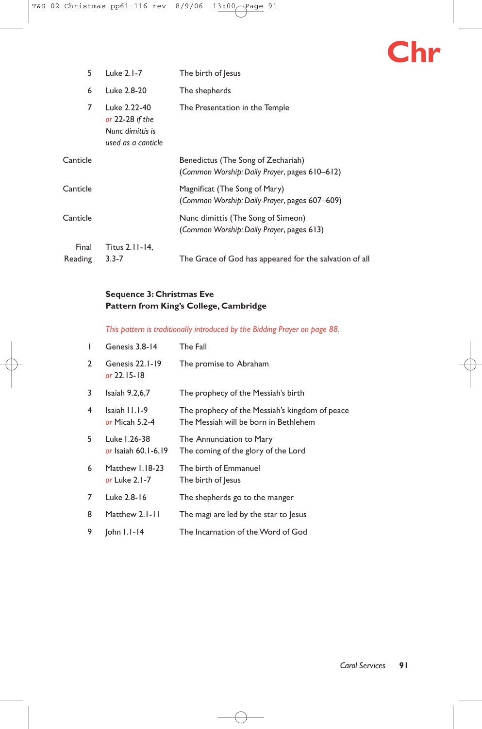| | | |
|---|---|---|
| 5 | Luke 2.1-7 | The birth of Jesus |
| 6 | Luke 2.8-20 | The shepherds |
| 7 | Luke 2.22-40 *or* 22-28 *if the Nunc dimittis is used as a canticle* | The Presentation in the Temple |
| Canticle | | Benedictus (The Song of Zechariah) (*Common Worship: Daily Prayer*, pages 610–612) |
| Canticle | | Magnificat (The Song of Mary) (*Common Worship: Daily Prayer*, pages 607–609) |
| Canticle | | Nunc dimittis (The Song of Simeon) (*Common Worship: Daily Prayer*, pages 613) |
| Final Reading | Titus 2.11-14, 3.3-7 | The Grace of God has appeared for the salvation of all |

**Sequence 3: Christmas Eve**
**Pattern from King's College, Cambridge**

*This pattern is traditionally introduced by the Bidding Prayer on page 88.*

| | | |
|---|---|---|
| 1 | Genesis 3.8-14 | The Fall |
| 2 | Genesis 22.1-19 *or* 22.15-18 | The promise to Abraham |
| 3 | Isaiah 9.2,6,7 | The prophecy of the Messiah's birth |
| 4 | Isaiah 11.1-9 *or* Micah 5.2-4 | The prophecy of the Messiah's kingdom of peace The Messiah will be born in Bethlehem |
| 5 | Luke 1.26-38 *or* Isaiah 60.1-6,19 | The Annunciation to Mary The coming of the glory of the Lord |
| 6 | Matthew 1.18-23 *or* Luke 2.1-7 | The birth of Emmanuel The birth of Jesus |
| 7 | Luke 2.8-16 | The shepherds go to the manger |
| 8 | Matthew 2.1-11 | The magi are led by the star to Jesus |
| 9 | John 1.1-14 | The Incarnation of the Word of God |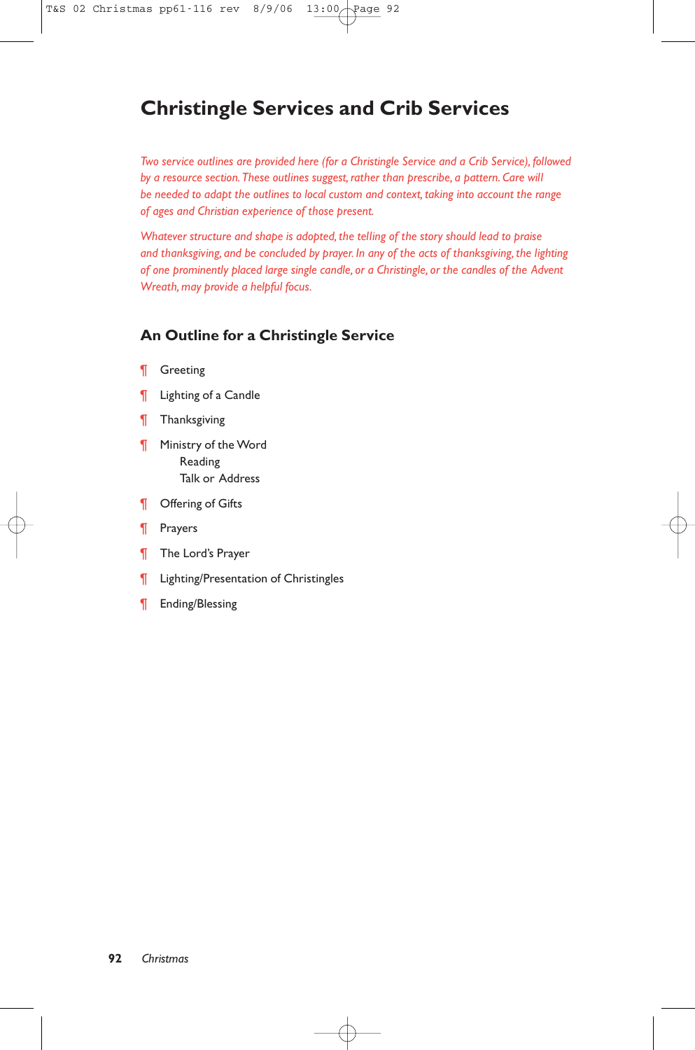# Christingle Services and Crib Services

*Two service outlines are provided here (for a Christingle Service and a Crib Service), followed by a resource section. These outlines suggest, rather than prescribe, a pattern. Care will be needed to adapt the outlines to local custom and context, taking into account the range of ages and Christian experience of those present.*

*Whatever structure and shape is adopted, the telling of the story should lead to praise and thanksgiving, and be concluded by prayer. In any of the acts of thanksgiving, the lighting of one prominently placed large single candle, or a Christingle, or the candles of the Advent Wreath, may provide a helpful focus.*

## An Outline for a Christingle Service

¶ Greeting

¶ Lighting of a Candle

¶ Thanksgiving

¶ Ministry of the Word
  Reading
  Talk or Address

¶ Offering of Gifts

¶ Prayers

¶ The Lord's Prayer

¶ Lighting/Presentation of Christingles

¶ Ending/Blessing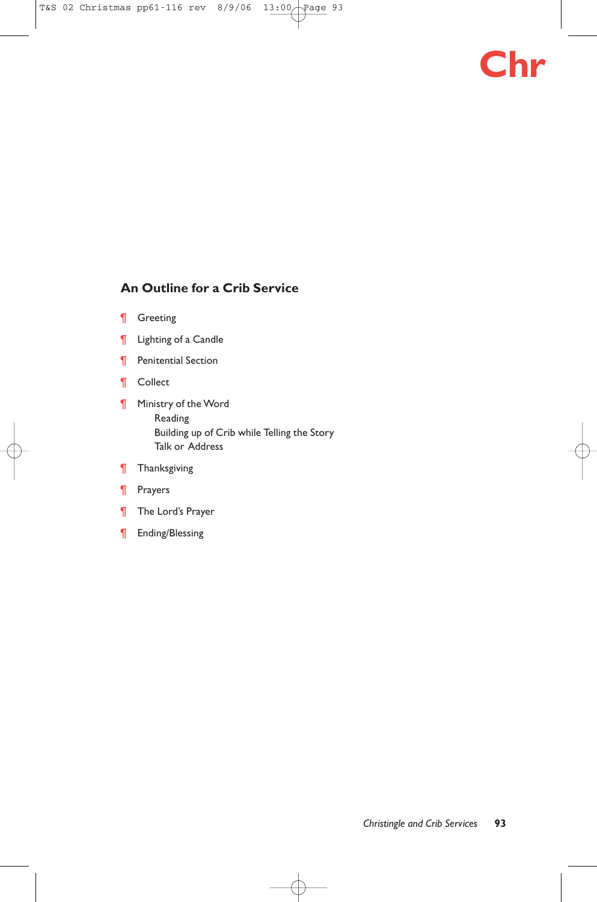## An Outline for a Crib Service

¶ Greeting

¶ Lighting of a Candle

¶ Penitential Section

¶ Collect

¶ Ministry of the Word
  Reading
  Building up of Crib while Telling the Story
  Talk or Address

¶ Thanksgiving

¶ Prayers

¶ The Lord's Prayer

¶ Ending/Blessing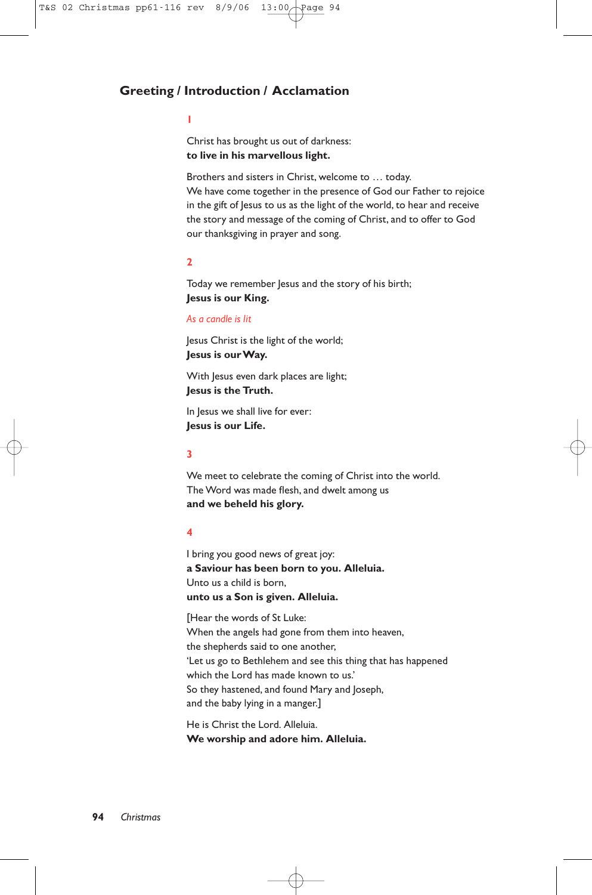## Greeting / Introduction / Acclamation

**1**

Christ has brought us out of darkness:
**to live in his marvellous light.**

Brothers and sisters in Christ, welcome to … today.
We have come together in the presence of God our Father to rejoice in the gift of Jesus to us as the light of the world, to hear and receive the story and message of the coming of Christ, and to offer to God our thanksgiving in prayer and song.

**2**

Today we remember Jesus and the story of his birth;
**Jesus is our King.**

*As a candle is lit*

Jesus Christ is the light of the world;
**Jesus is our Way.**

With Jesus even dark places are light;
**Jesus is the Truth.**

In Jesus we shall live for ever:
**Jesus is our Life.**

**3**

We meet to celebrate the coming of Christ into the world.
The Word was made flesh, and dwelt among us
**and we beheld his glory.**

**4**

I bring you good news of great joy:
**a Saviour has been born to you. Alleluia.**
Unto us a child is born,
**unto us a Son is given. Alleluia.**

[Hear the words of St Luke:
When the angels had gone from them into heaven,
the shepherds said to one another,
'Let us go to Bethlehem and see this thing that has happened
which the Lord has made known to us.'
So they hastened, and found Mary and Joseph,
and the baby lying in a manger.]

He is Christ the Lord. Alleluia.
**We worship and adore him. Alleluia.**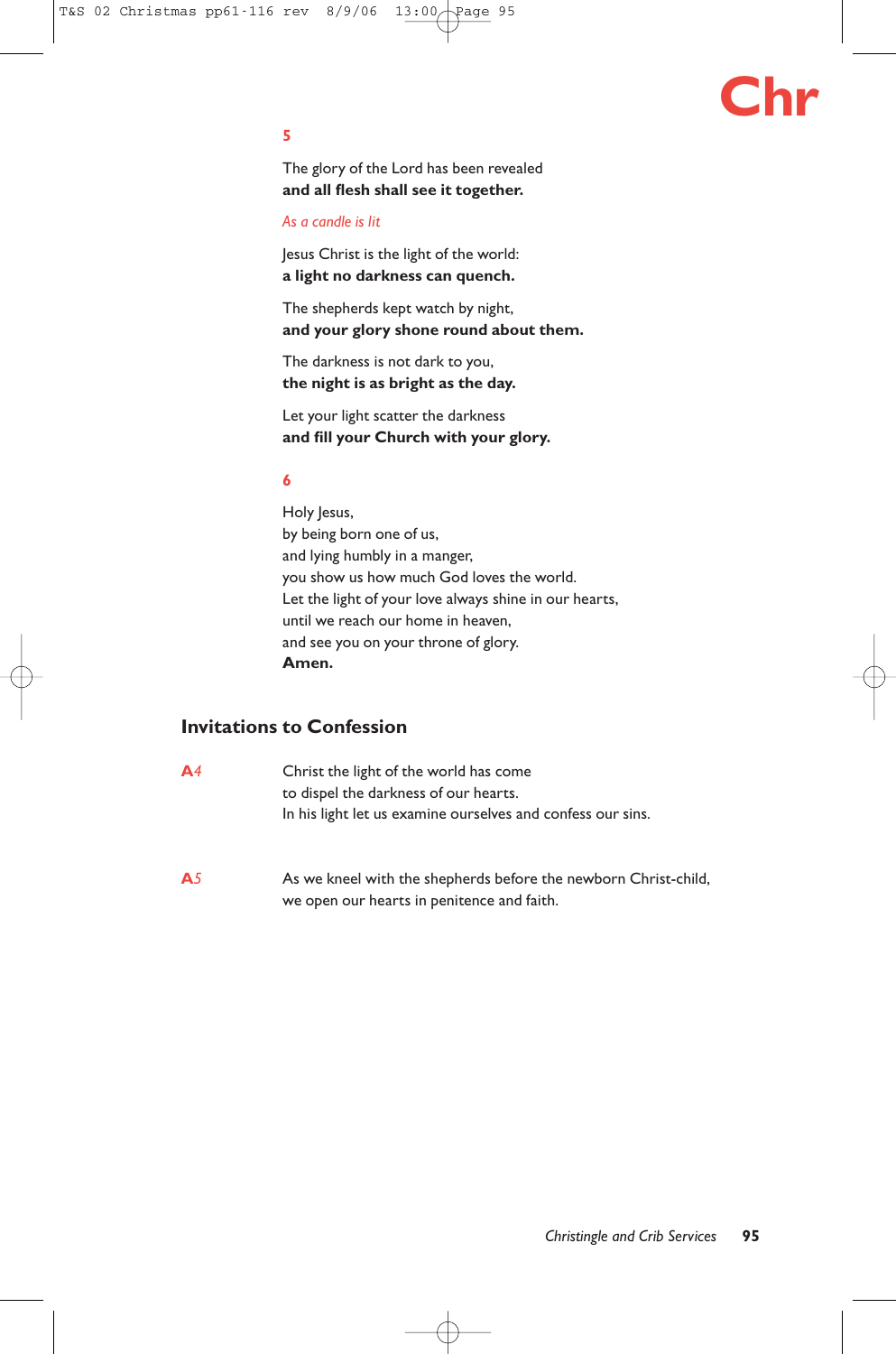**5**

The glory of the Lord has been revealed
**and all flesh shall see it together.**

*As a candle is lit*

Jesus Christ is the light of the world:
**a light no darkness can quench.**

The shepherds kept watch by night,
**and your glory shone round about them.**

The darkness is not dark to you,
**the night is as bright as the day.**

Let your light scatter the darkness
**and fill your Church with your glory.**

**6**

Holy Jesus,
by being born one of us,
and lying humbly in a manger,
you show us how much God loves the world.
Let the light of your love always shine in our hearts,
until we reach our home in heaven,
and see you on your throne of glory.
**Amen.**

## Invitations to Confession

**A***4* Christ the light of the world has come
to dispel the darkness of our hearts.
In his light let us examine ourselves and confess our sins.

**A***5* As we kneel with the shepherds before the newborn Christ-child,
we open our hearts in penitence and faith.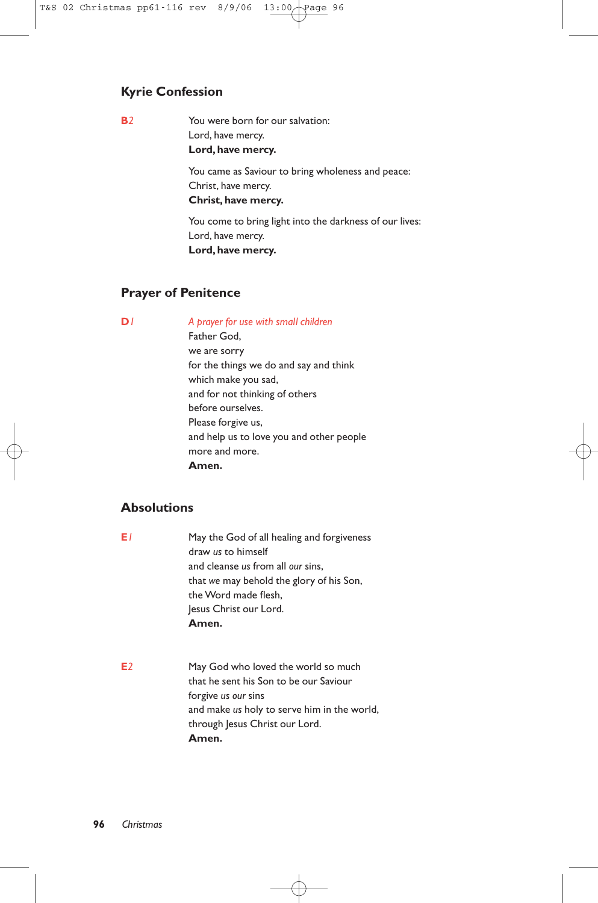## Kyrie Confession

**B**2

You were born for our salvation:
Lord, have mercy.
**Lord, have mercy.**

You came as Saviour to bring wholeness and peace:
Christ, have mercy.
**Christ, have mercy.**

You come to bring light into the darkness of our lives:
Lord, have mercy.
**Lord, have mercy.**

## Prayer of Penitence

**D**1

*A prayer for use with small children*

Father God,
we are sorry
for the things we do and say and think
which make you sad,
and for not thinking of others
before ourselves.
Please forgive us,
and help us to love you and other people
more and more.
**Amen.**

## Absolutions

**E**1

May the God of all healing and forgiveness
draw *us* to himself
and cleanse *us* from all *our* sins,
that *we* may behold the glory of his Son,
the Word made flesh,
Jesus Christ our Lord.
**Amen.**

**E**2

May God who loved the world so much
that he sent his Son to be our Saviour
forgive *us our* sins
and make *us* holy to serve him in the world,
through Jesus Christ our Lord.
**Amen.**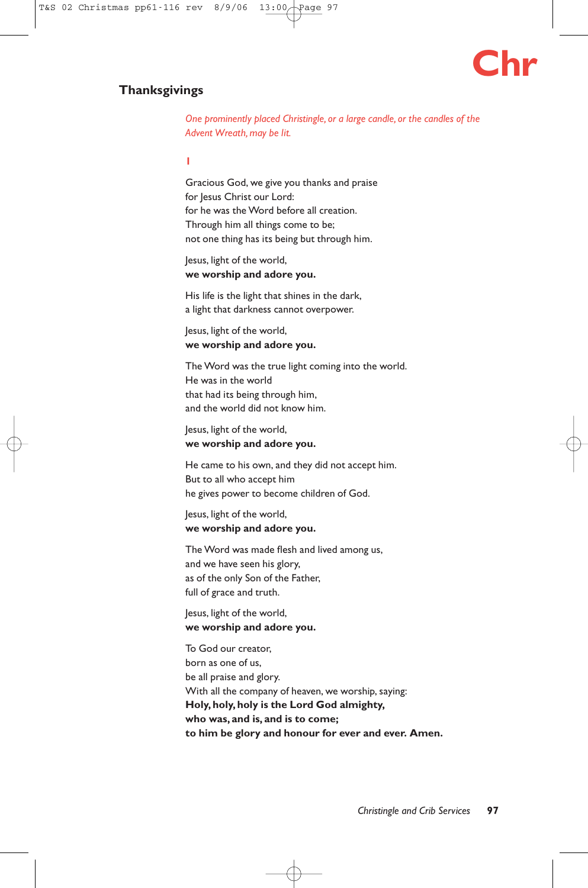## Thanksgivings

*One prominently placed Christingle, or a large candle, or the candles of the Advent Wreath, may be lit.*

1

Gracious God, we give you thanks and praise
for Jesus Christ our Lord:
for he was the Word before all creation.
Through him all things come to be;
not one thing has its being but through him.

Jesus, light of the world,
**we worship and adore you.**

His life is the light that shines in the dark,
a light that darkness cannot overpower.

Jesus, light of the world,
**we worship and adore you.**

The Word was the true light coming into the world.
He was in the world
that had its being through him,
and the world did not know him.

Jesus, light of the world,
**we worship and adore you.**

He came to his own, and they did not accept him.
But to all who accept him
he gives power to become children of God.

Jesus, light of the world,
**we worship and adore you.**

The Word was made flesh and lived among us,
and we have seen his glory,
as of the only Son of the Father,
full of grace and truth.

Jesus, light of the world,
**we worship and adore you.**

To God our creator,
born as one of us,
be all praise and glory.
With all the company of heaven, we worship, saying:
**Holy, holy, holy is the Lord God almighty,**
**who was, and is, and is to come;**
**to him be glory and honour for ever and ever. Amen.**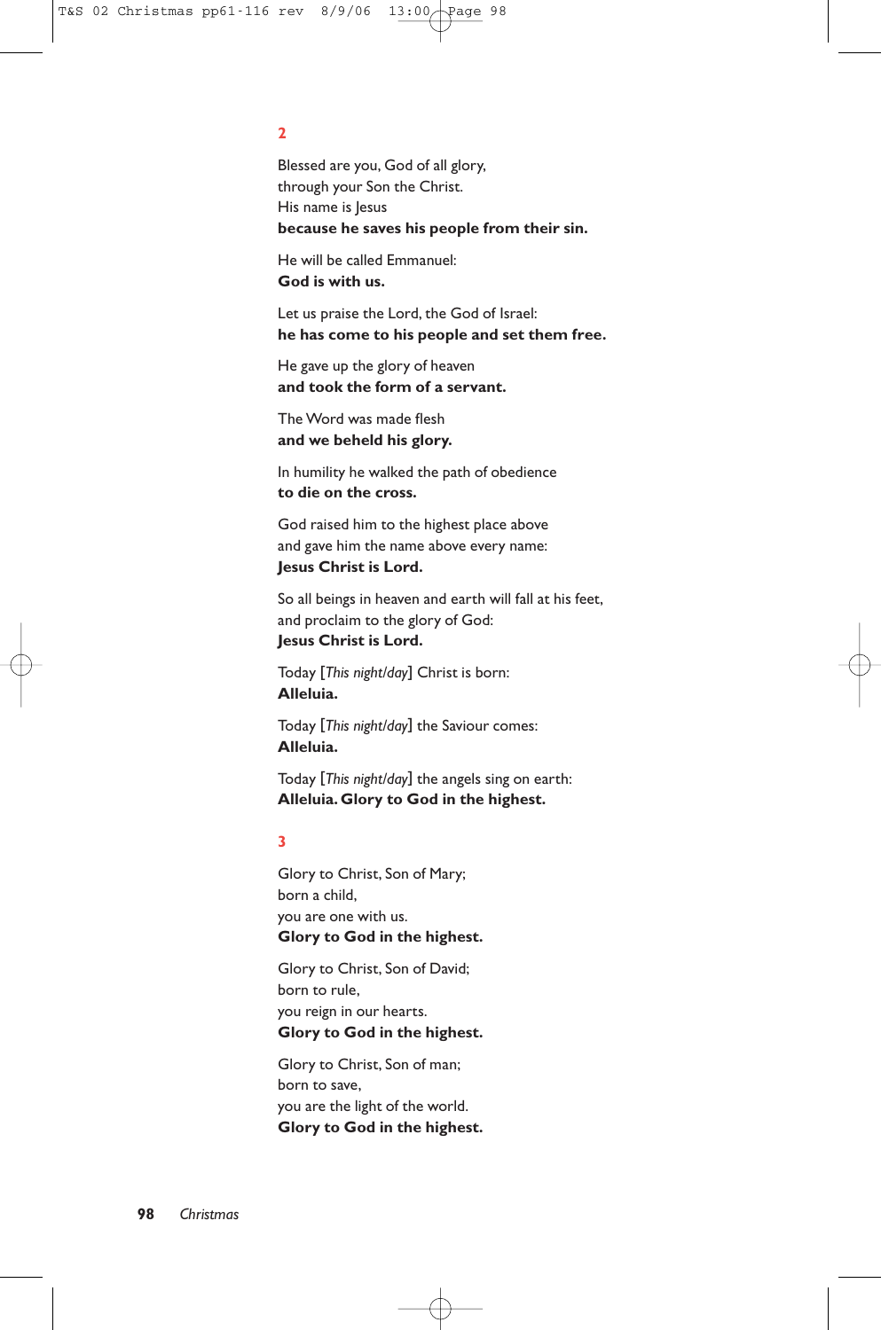**2**

Blessed are you, God of all glory,  
through your Son the Christ.  
His name is Jesus  
**because he saves his people from their sin.**

He will be called Emmanuel:  
**God is with us.**

Let us praise the Lord, the God of Israel:  
**he has come to his people and set them free.**

He gave up the glory of heaven  
**and took the form of a servant.**

The Word was made flesh  
**and we beheld his glory.**

In humility he walked the path of obedience  
**to die on the cross.**

God raised him to the highest place above  
and gave him the name above every name:  
**Jesus Christ is Lord.**

So all beings in heaven and earth will fall at his feet,  
and proclaim to the glory of God:  
**Jesus Christ is Lord.**

Today [*This night/day*] Christ is born:  
**Alleluia.**

Today [*This night/day*] the Saviour comes:  
**Alleluia.**

Today [*This night/day*] the angels sing on earth:  
**Alleluia. Glory to God in the highest.**

**3**

Glory to Christ, Son of Mary;  
born a child,  
you are one with us.  
**Glory to God in the highest.**

Glory to Christ, Son of David;  
born to rule,  
you reign in our hearts.  
**Glory to God in the highest.**

Glory to Christ, Son of man;  
born to save,  
you are the light of the world.  
**Glory to God in the highest.**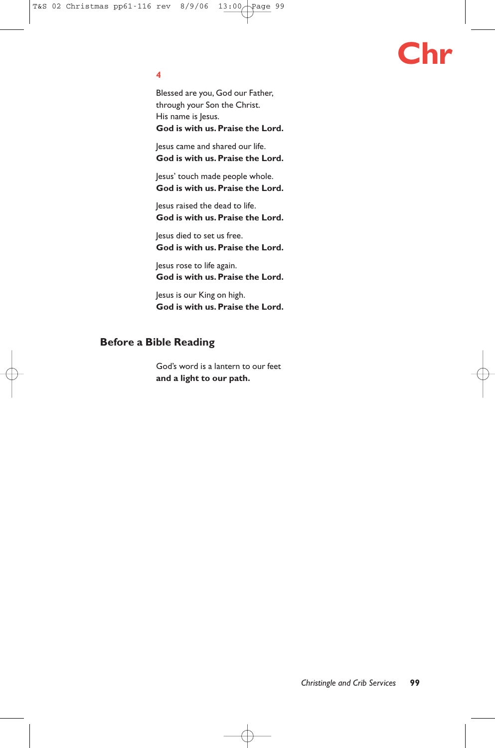**4**

Blessed are you, God our Father,
through your Son the Christ.
His name is Jesus.
**God is with us. Praise the Lord.**

Jesus came and shared our life.
**God is with us. Praise the Lord.**

Jesus' touch made people whole.
**God is with us. Praise the Lord.**

Jesus raised the dead to life.
**God is with us. Praise the Lord.**

Jesus died to set us free.
**God is with us. Praise the Lord.**

Jesus rose to life again.
**God is with us. Praise the Lord.**

Jesus is our King on high.
**God is with us. Praise the Lord.**

## Before a Bible Reading

God's word is a lantern to our feet
**and a light to our path.**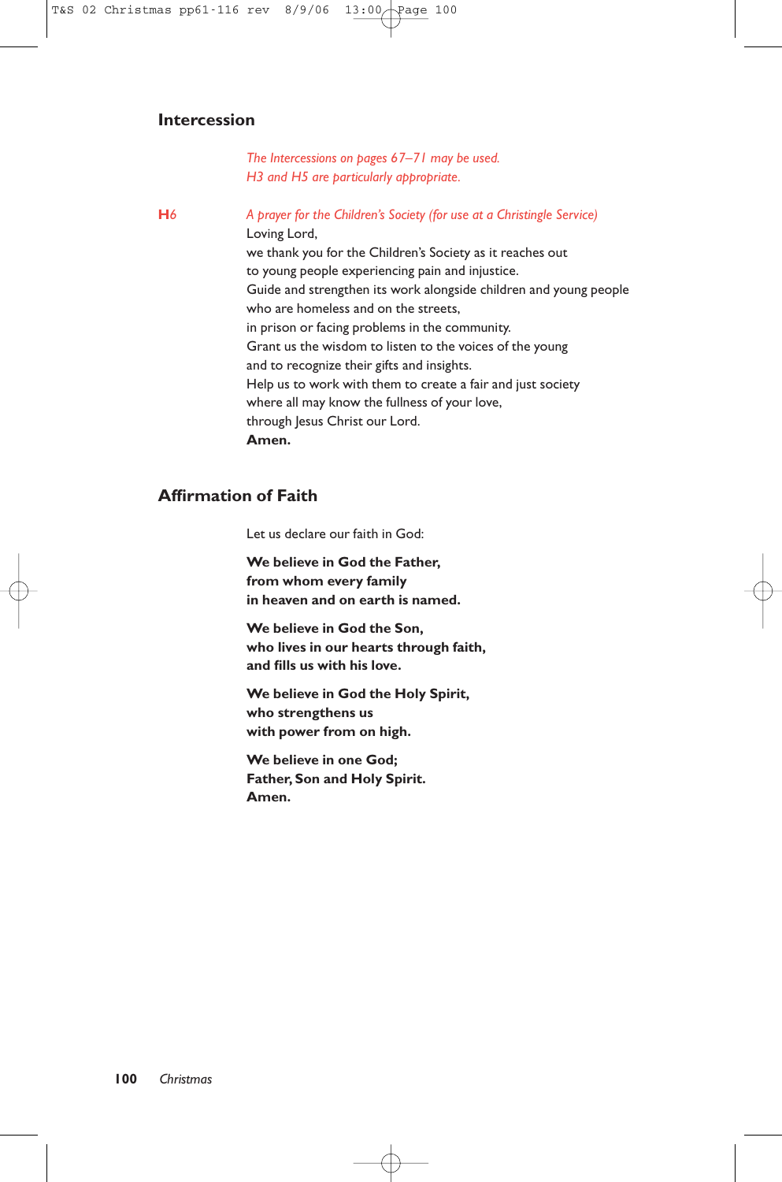## Intercession

*The Intercessions on pages 67–71 may be used.*
*H3 and H5 are particularly appropriate.*

**H6** *A prayer for the Children's Society (for use at a Christingle Service)*

Loving Lord,
we thank you for the Children's Society as it reaches out
to young people experiencing pain and injustice.
Guide and strengthen its work alongside children and young people
who are homeless and on the streets,
in prison or facing problems in the community.
Grant us the wisdom to listen to the voices of the young
and to recognize their gifts and insights.
Help us to work with them to create a fair and just society
where all may know the fullness of your love,
through Jesus Christ our Lord.
**Amen.**

## Affirmation of Faith

Let us declare our faith in God:

**We believe in God the Father,**
**from whom every family**
**in heaven and on earth is named.**

**We believe in God the Son,**
**who lives in our hearts through faith,**
**and fills us with his love.**

**We believe in God the Holy Spirit,**
**who strengthens us**
**with power from on high.**

**We believe in one God;**
**Father, Son and Holy Spirit.**
**Amen.**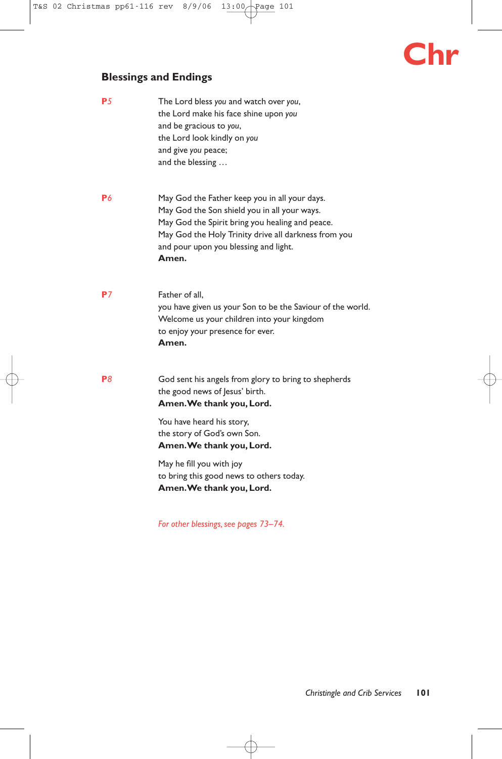## Blessings and Endings

**P5**

The Lord bless *you* and watch over *you*,
the Lord make his face shine upon *you*
and be gracious to *you*,
the Lord look kindly on *you*
and give *you* peace;
and the blessing …

**P6**

May God the Father keep you in all your days.
May God the Son shield you in all your ways.
May God the Spirit bring you healing and peace.
May God the Holy Trinity drive all darkness from you
and pour upon you blessing and light.
**Amen.**

**P7**

Father of all,
you have given us your Son to be the Saviour of the world.
Welcome us your children into your kingdom
to enjoy your presence for ever.
**Amen.**

**P8**

God sent his angels from glory to bring to shepherds
the good news of Jesus' birth.
**Amen. We thank you, Lord.**

You have heard his story,
the story of God's own Son.
**Amen. We thank you, Lord.**

May he fill you with joy
to bring this good news to others today.
**Amen. We thank you, Lord.**

*For other blessings, see pages 73–74.*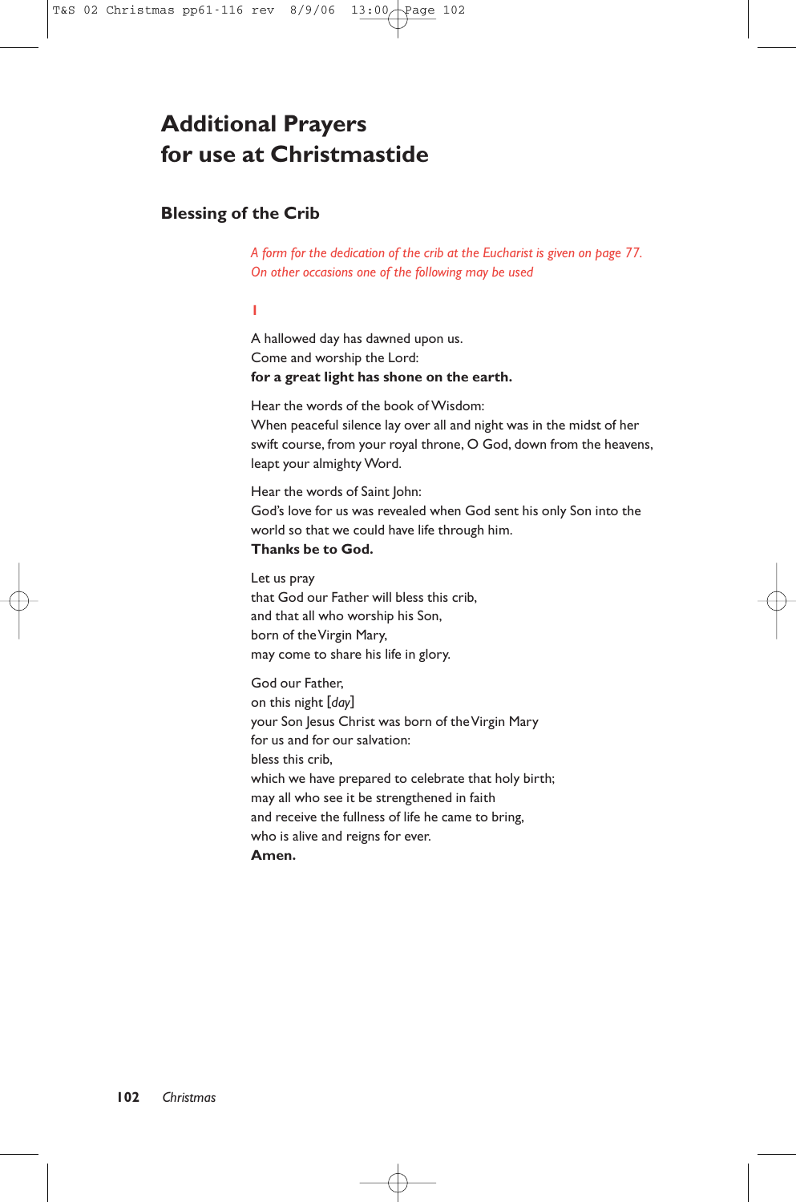# Additional Prayers for use at Christmastide

## Blessing of the Crib

*A form for the dedication of the crib at the Eucharist is given on page 77. On other occasions one of the following may be used*

**1**

A hallowed day has dawned upon us.
Come and worship the Lord:
**for a great light has shone on the earth.**

Hear the words of the book of Wisdom:
When peaceful silence lay over all and night was in the midst of her swift course, from your royal throne, O God, down from the heavens, leapt your almighty Word.

Hear the words of Saint John:
God's love for us was revealed when God sent his only Son into the world so that we could have life through him.
**Thanks be to God.**

Let us pray
that God our Father will bless this crib,
and that all who worship his Son,
born of the Virgin Mary,
may come to share his life in glory.

God our Father,
on this night [*day*]
your Son Jesus Christ was born of the Virgin Mary
for us and for our salvation:
bless this crib,
which we have prepared to celebrate that holy birth;
may all who see it be strengthened in faith
and receive the fullness of life he came to bring,
who is alive and reigns for ever.
**Amen.**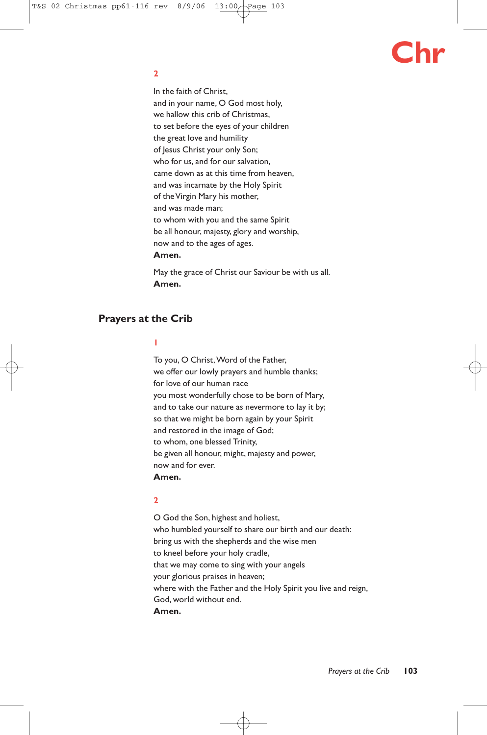**2**

In the faith of Christ,
and in your name, O God most holy,
we hallow this crib of Christmas,
to set before the eyes of your children
the great love and humility
of Jesus Christ your only Son;
who for us, and for our salvation,
came down as at this time from heaven,
and was incarnate by the Holy Spirit
of the Virgin Mary his mother,
and was made man;
to whom with you and the same Spirit
be all honour, majesty, glory and worship,
now and to the ages of ages.
**Amen.**

May the grace of Christ our Saviour be with us all.
**Amen.**

## Prayers at the Crib

**1**

To you, O Christ, Word of the Father,
we offer our lowly prayers and humble thanks;
for love of our human race
you most wonderfully chose to be born of Mary,
and to take our nature as nevermore to lay it by;
so that we might be born again by your Spirit
and restored in the image of God;
to whom, one blessed Trinity,
be given all honour, might, majesty and power,
now and for ever.
**Amen.**

**2**

O God the Son, highest and holiest,
who humbled yourself to share our birth and our death:
bring us with the shepherds and the wise men
to kneel before your holy cradle,
that we may come to sing with your angels
your glorious praises in heaven;
where with the Father and the Holy Spirit you live and reign,
God, world without end.
**Amen.**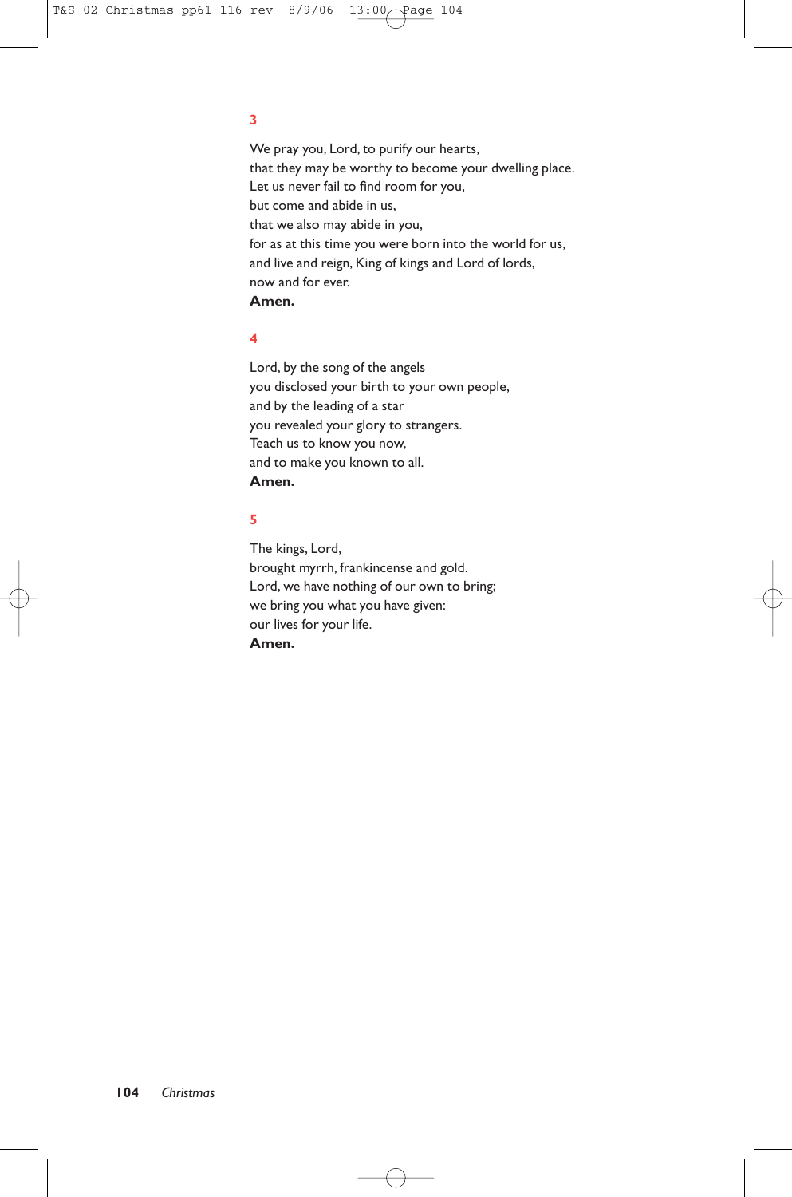**3**

We pray you, Lord, to purify our hearts,  
that they may be worthy to become your dwelling place.  
Let us never fail to find room for you,  
but come and abide in us,  
that we also may abide in you,  
for as at this time you were born into the world for us,  
and live and reign, King of kings and Lord of lords,  
now and for ever.  
**Amen.**

**4**

Lord, by the song of the angels  
you disclosed your birth to your own people,  
and by the leading of a star  
you revealed your glory to strangers.  
Teach us to know you now,  
and to make you known to all.  
**Amen.**

**5**

The kings, Lord,  
brought myrrh, frankincense and gold.  
Lord, we have nothing of our own to bring;  
we bring you what you have given:  
our lives for your life.  
**Amen.**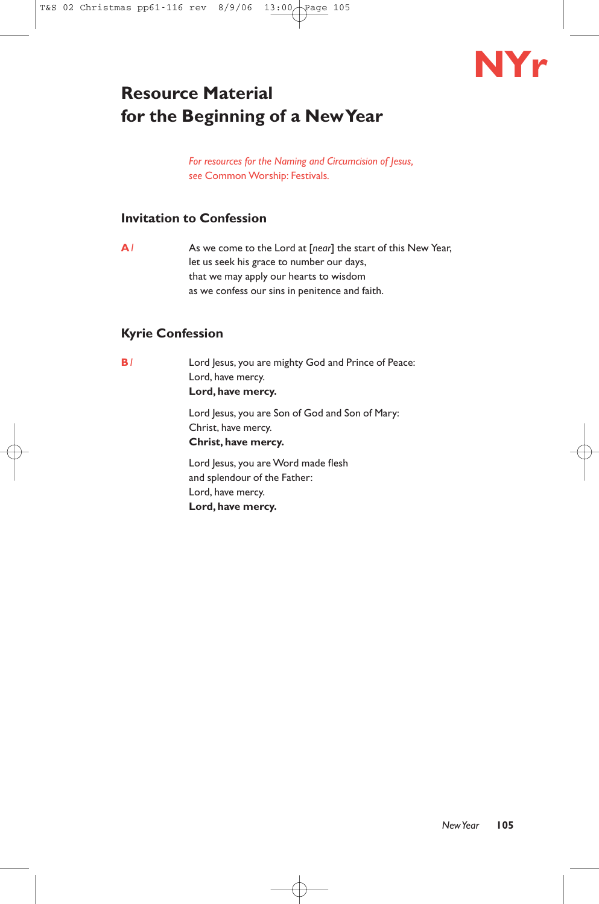NYr

# Resource Material for the Beginning of a New Year

*For resources for the Naming and Circumcision of Jesus, see* Common Worship: Festivals.

## Invitation to Confession

**A** / As we come to the Lord at [*near*] the start of this New Year,
let us seek his grace to number our days,
that we may apply our hearts to wisdom
as we confess our sins in penitence and faith.

## Kyrie Confession

**B** / Lord Jesus, you are mighty God and Prince of Peace:
Lord, have mercy.
**Lord, have mercy.**

Lord Jesus, you are Son of God and Son of Mary:
Christ, have mercy.
**Christ, have mercy.**

Lord Jesus, you are Word made flesh
and splendour of the Father:
Lord, have mercy.
**Lord, have mercy.**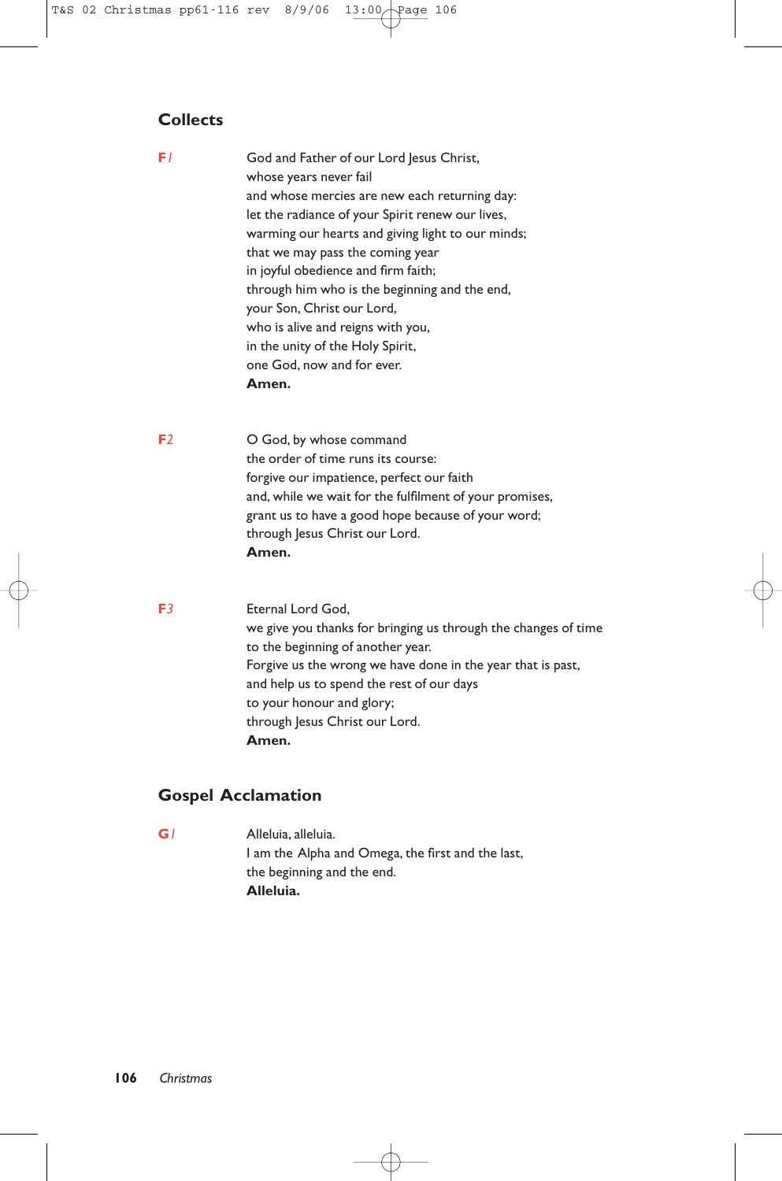## Collects

**F1**

God and Father of our Lord Jesus Christ,
whose years never fail
and whose mercies are new each returning day:
let the radiance of your Spirit renew our lives,
warming our hearts and giving light to our minds;
that we may pass the coming year
in joyful obedience and firm faith;
through him who is the beginning and the end,
your Son, Christ our Lord,
who is alive and reigns with you,
in the unity of the Holy Spirit,
one God, now and for ever.
**Amen.**

**F2**

O God, by whose command
the order of time runs its course:
forgive our impatience, perfect our faith
and, while we wait for the fulfilment of your promises,
grant us to have a good hope because of your word;
through Jesus Christ our Lord.
**Amen.**

**F3**

Eternal Lord God,
we give you thanks for bringing us through the changes of time
to the beginning of another year.
Forgive us the wrong we have done in the year that is past,
and help us to spend the rest of our days
to your honour and glory;
through Jesus Christ our Lord.
**Amen.**

## Gospel Acclamation

**G1**

Alleluia, alleluia.
I am the Alpha and Omega, the first and the last,
the beginning and the end.
**Alleluia.**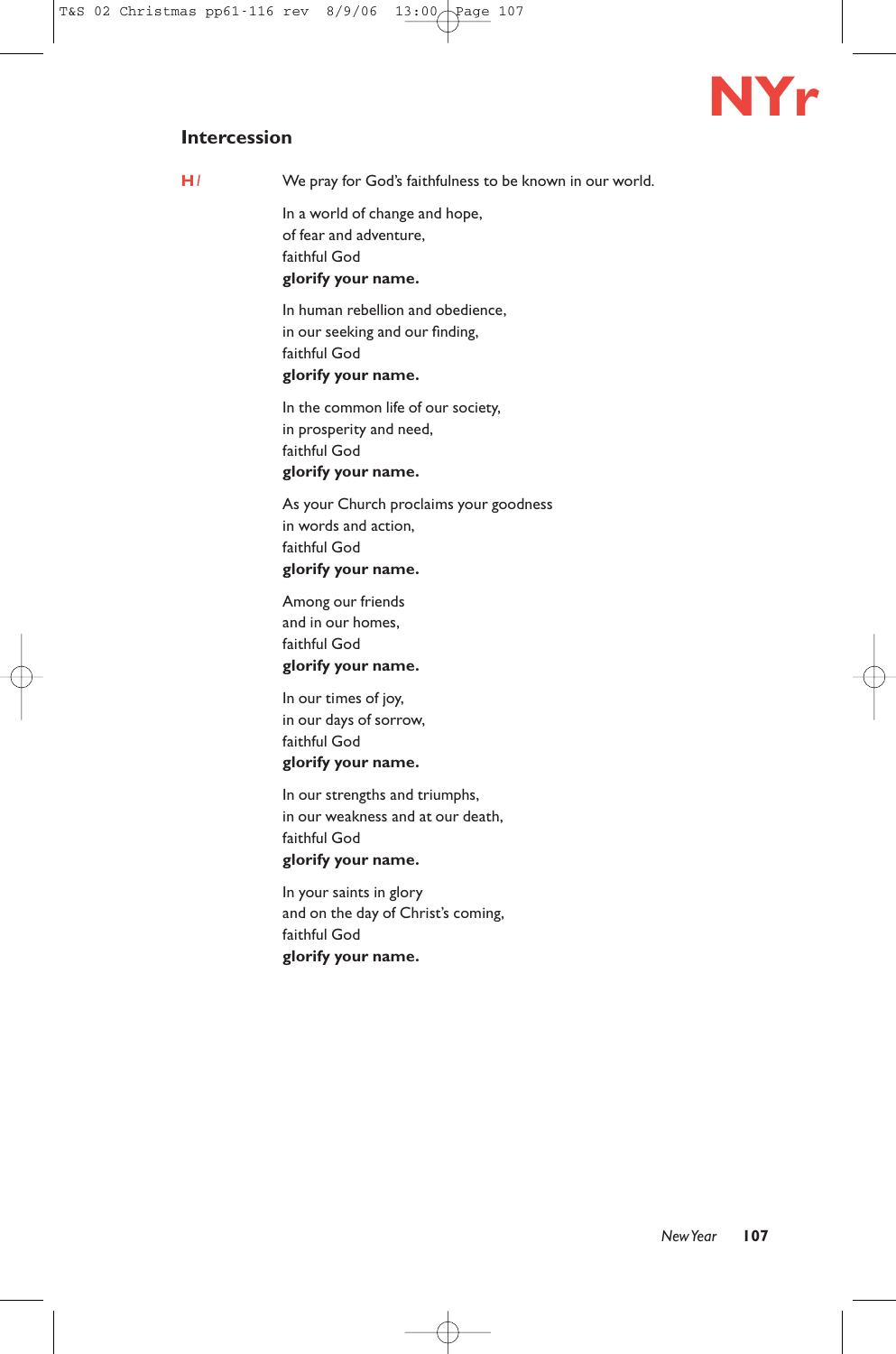## Intercession

**H** *I* We pray for God's faithfulness to be known in our world.

In a world of change and hope,
of fear and adventure,
faithful God
**glorify your name.**

In human rebellion and obedience,
in our seeking and our finding,
faithful God
**glorify your name.**

In the common life of our society,
in prosperity and need,
faithful God
**glorify your name.**

As your Church proclaims your goodness
in words and action,
faithful God
**glorify your name.**

Among our friends
and in our homes,
faithful God
**glorify your name.**

In our times of joy,
in our days of sorrow,
faithful God
**glorify your name.**

In our strengths and triumphs,
in our weakness and at our death,
faithful God
**glorify your name.**

In your saints in glory
and on the day of Christ's coming,
faithful God
**glorify your name.**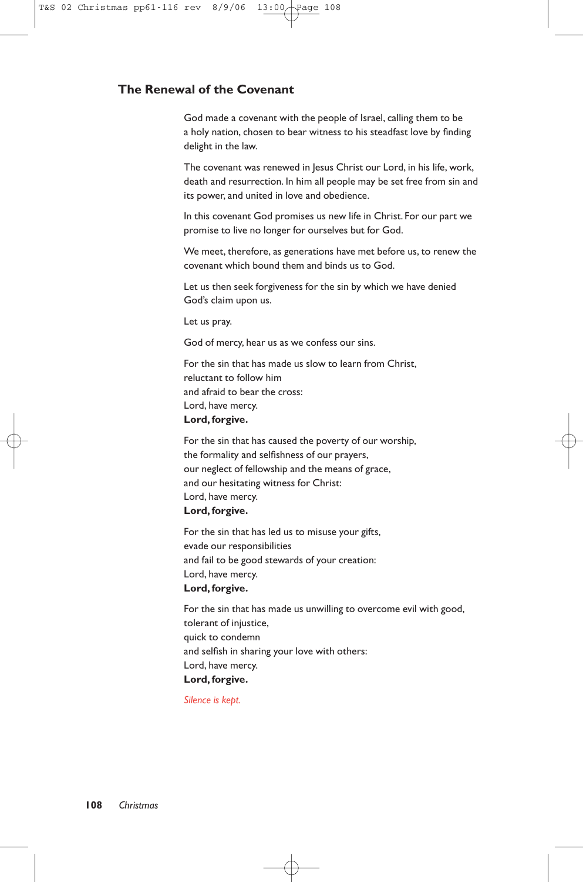## The Renewal of the Covenant

God made a covenant with the people of Israel, calling them to be a holy nation, chosen to bear witness to his steadfast love by finding delight in the law.

The covenant was renewed in Jesus Christ our Lord, in his life, work, death and resurrection. In him all people may be set free from sin and its power, and united in love and obedience.

In this covenant God promises us new life in Christ. For our part we promise to live no longer for ourselves but for God.

We meet, therefore, as generations have met before us, to renew the covenant which bound them and binds us to God.

Let us then seek forgiveness for the sin by which we have denied God's claim upon us.

Let us pray.

God of mercy, hear us as we confess our sins.

For the sin that has made us slow to learn from Christ,
reluctant to follow him
and afraid to bear the cross:
Lord, have mercy.
**Lord, forgive.**

For the sin that has caused the poverty of our worship,
the formality and selfishness of our prayers,
our neglect of fellowship and the means of grace,
and our hesitating witness for Christ:
Lord, have mercy.
**Lord, forgive.**

For the sin that has led us to misuse your gifts,
evade our responsibilities
and fail to be good stewards of your creation:
Lord, have mercy.
**Lord, forgive.**

For the sin that has made us unwilling to overcome evil with good,
tolerant of injustice,
quick to condemn
and selfish in sharing your love with others:
Lord, have mercy.
**Lord, forgive.**

*Silence is kept.*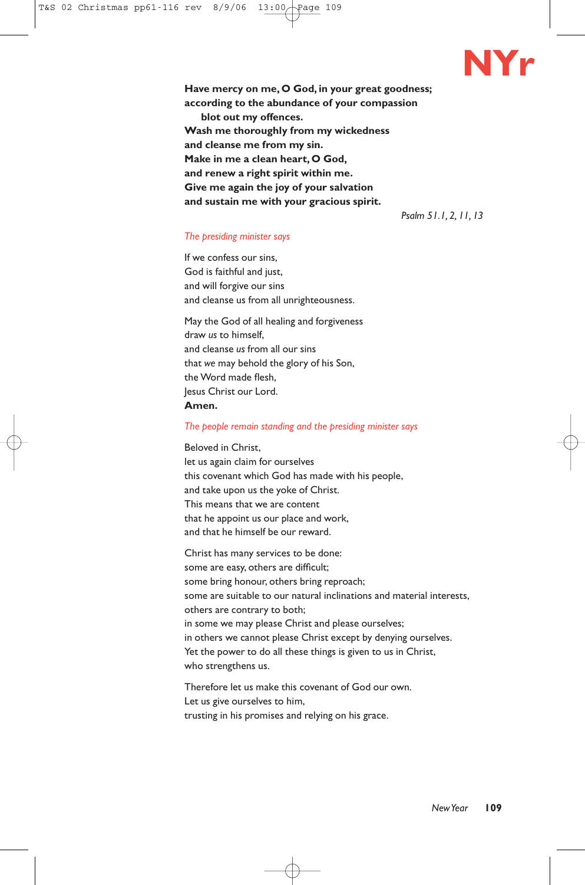**Have mercy on me, O God, in your great goodness;**
**according to the abundance of your compassion**
**blot out my offences.**
**Wash me thoroughly from my wickedness**
**and cleanse me from my sin.**
**Make in me a clean heart, O God,**
**and renew a right spirit within me.**
**Give me again the joy of your salvation**
**and sustain me with your gracious spirit.**

*Psalm 51.1, 2, 11, 13*

*The presiding minister says*

If we confess our sins,
God is faithful and just,
and will forgive our sins
and cleanse us from all unrighteousness.

May the God of all healing and forgiveness
draw *us* to himself,
and cleanse *us* from all our sins
that *we* may behold the glory of his Son,
the Word made flesh,
Jesus Christ our Lord.
**Amen.**

*The people remain standing and the presiding minister says*

Beloved in Christ,
let us again claim for ourselves
this covenant which God has made with his people,
and take upon us the yoke of Christ.
This means that we are content
that he appoint us our place and work,
and that he himself be our reward.

Christ has many services to be done:
some are easy, others are difficult;
some bring honour, others bring reproach;
some are suitable to our natural inclinations and material interests,
others are contrary to both;
in some we may please Christ and please ourselves;
in others we cannot please Christ except by denying ourselves.
Yet the power to do all these things is given to us in Christ,
who strengthens us.

Therefore let us make this covenant of God our own.
Let us give ourselves to him,
trusting in his promises and relying on his grace.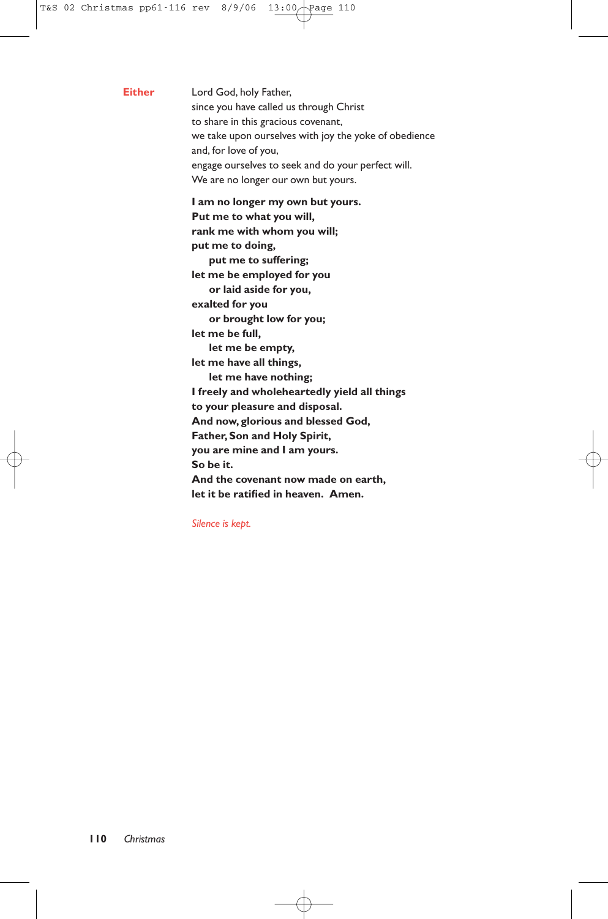**Either** Lord God, holy Father,
since you have called us through Christ
to share in this gracious covenant,
we take upon ourselves with joy the yoke of obedience
and, for love of you,
engage ourselves to seek and do your perfect will.
We are no longer our own but yours.

**I am no longer my own but yours.**
**Put me to what you will,**
**rank me with whom you will;**
**put me to doing,**
  **put me to suffering;**
**let me be employed for you**
  **or laid aside for you,**
**exalted for you**
  **or brought low for you;**
**let me be full,**
  **let me be empty,**
**let me have all things,**
  **let me have nothing;**
**I freely and wholeheartedly yield all things**
**to your pleasure and disposal.**
**And now, glorious and blessed God,**
**Father, Son and Holy Spirit,**
**you are mine and I am yours.**
**So be it.**
**And the covenant now made on earth,**
**let it be ratified in heaven. Amen.**

*Silence is kept.*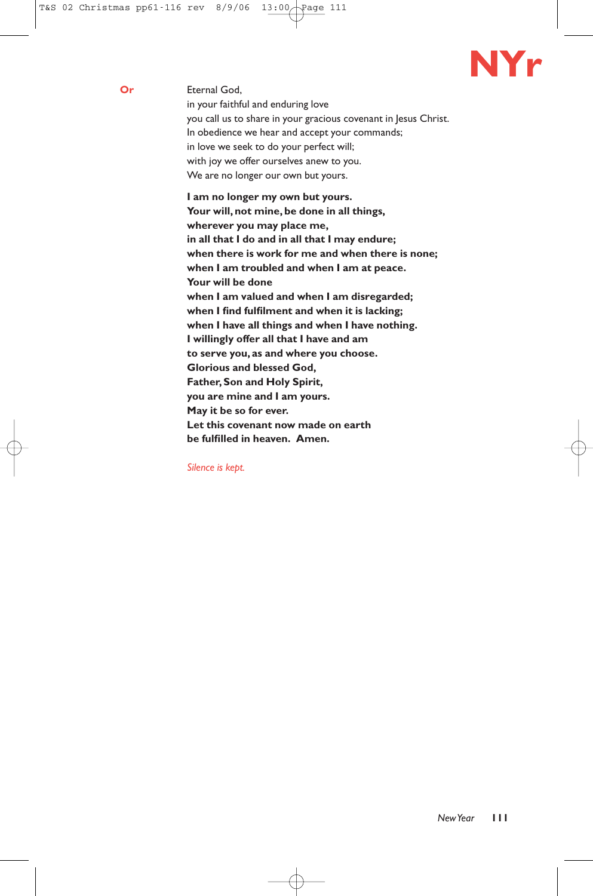**Or**

Eternal God,
in your faithful and enduring love
you call us to share in your gracious covenant in Jesus Christ.
In obedience we hear and accept your commands;
in love we seek to do your perfect will;
with joy we offer ourselves anew to you.
We are no longer our own but yours.

**I am no longer my own but yours.**
**Your will, not mine, be done in all things,**
**wherever you may place me,**
**in all that I do and in all that I may endure;**
**when there is work for me and when there is none;**
**when I am troubled and when I am at peace.**
**Your will be done**
**when I am valued and when I am disregarded;**
**when I find fulfilment and when it is lacking;**
**when I have all things and when I have nothing.**
**I willingly offer all that I have and am**
**to serve you, as and where you choose.**
**Glorious and blessed God,**
**Father, Son and Holy Spirit,**
**you are mine and I am yours.**
**May it be so for ever.**
**Let this covenant now made on earth**
**be fulfilled in heaven. Amen.**

*Silence is kept.*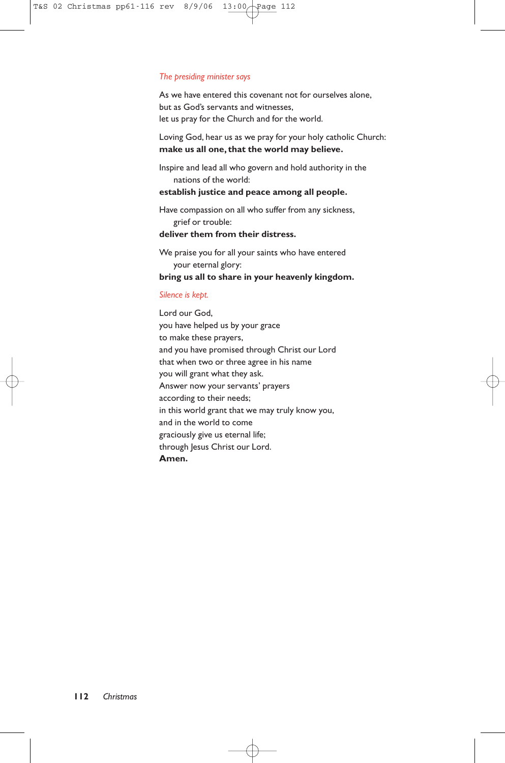*The presiding minister says*

As we have entered this covenant not for ourselves alone,
but as God's servants and witnesses,
let us pray for the Church and for the world.

Loving God, hear us as we pray for your holy catholic Church:
**make us all one, that the world may believe.**

Inspire and lead all who govern and hold authority in the nations of the world:
**establish justice and peace among all people.**

Have compassion on all who suffer from any sickness, grief or trouble:
**deliver them from their distress.**

We praise you for all your saints who have entered your eternal glory:
**bring us all to share in your heavenly kingdom.**

*Silence is kept.*

Lord our God,
you have helped us by your grace
to make these prayers,
and you have promised through Christ our Lord
that when two or three agree in his name
you will grant what they ask.
Answer now your servants' prayers
according to their needs;
in this world grant that we may truly know you,
and in the world to come
graciously give us eternal life;
through Jesus Christ our Lord.
**Amen.**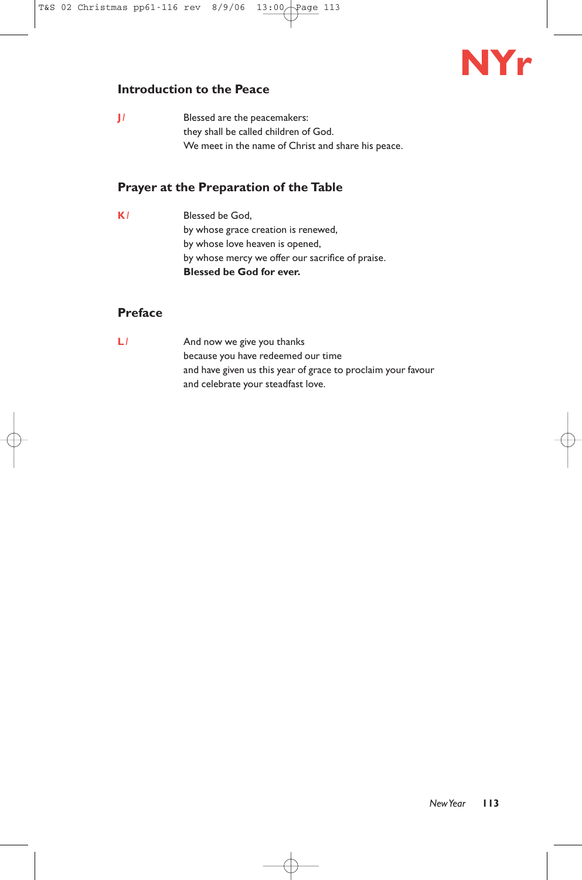NYr

## Introduction to the Peace

J /

Blessed are the peacemakers:
they shall be called children of God.
We meet in the name of Christ and share his peace.

## Prayer at the Preparation of the Table

K /

Blessed be God,
by whose grace creation is renewed,
by whose love heaven is opened,
by whose mercy we offer our sacrifice of praise.
**Blessed be God for ever.**

## Preface

L /

And now we give you thanks
because you have redeemed our time
and have given us this year of grace to proclaim your favour
and celebrate your steadfast love.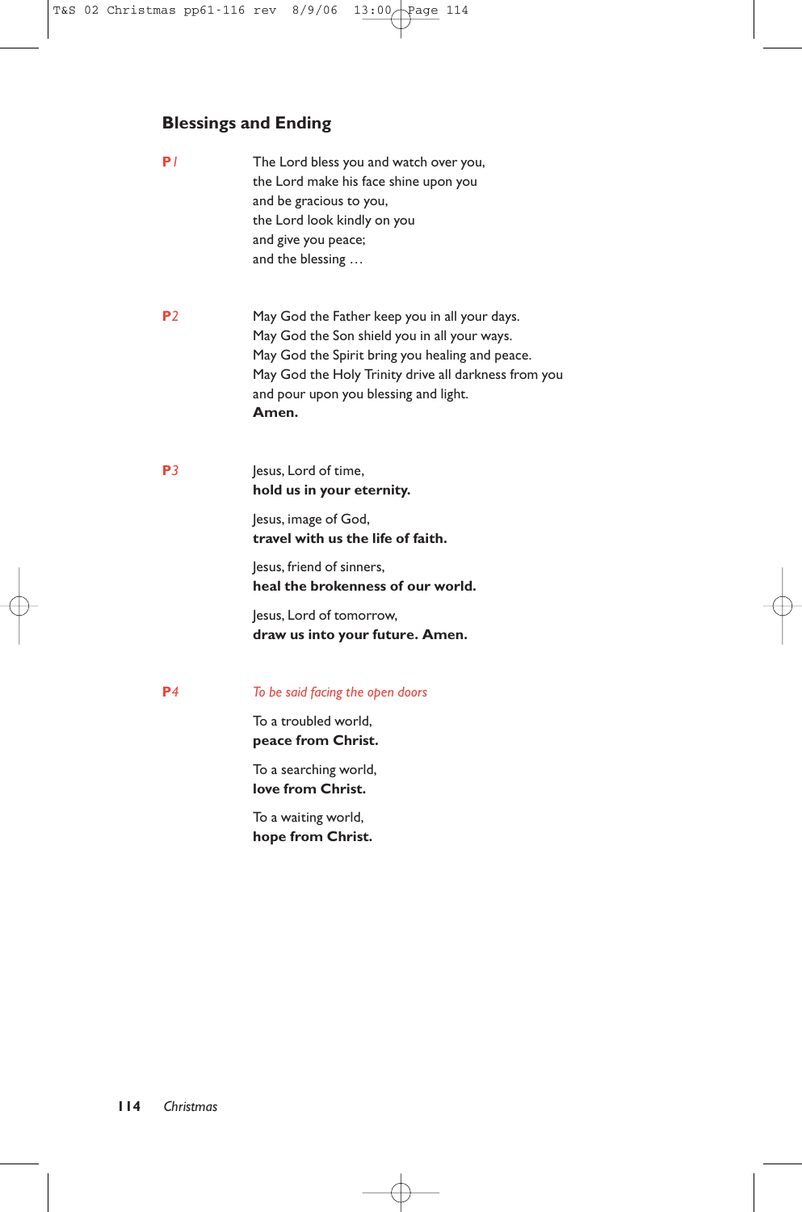## Blessings and Ending

**P1**

The Lord bless you and watch over you,
the Lord make his face shine upon you
and be gracious to you,
the Lord look kindly on you
and give you peace;
and the blessing …

**P2**

May God the Father keep you in all your days.
May God the Son shield you in all your ways.
May God the Spirit bring you healing and peace.
May God the Holy Trinity drive all darkness from you
and pour upon you blessing and light.
**Amen.**

**P3**

Jesus, Lord of time,
**hold us in your eternity.**

Jesus, image of God,
**travel with us the life of faith.**

Jesus, friend of sinners,
**heal the brokenness of our world.**

Jesus, Lord of tomorrow,
**draw us into your future. Amen.**

**P4**

*To be said facing the open doors*

To a troubled world,
**peace from Christ.**

To a searching world,
**love from Christ.**

To a waiting world,
**hope from Christ.**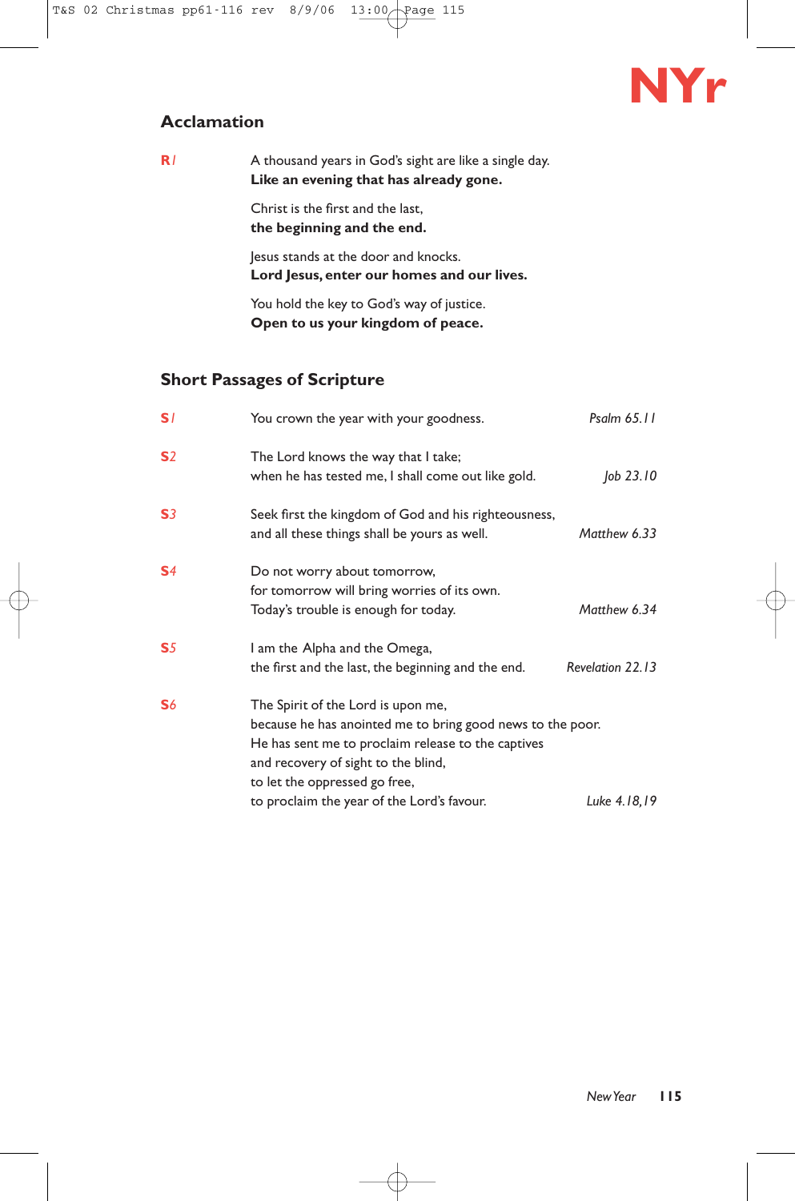NYr

## Acclamation

**R1**

A thousand years in God's sight are like a single day.
**Like an evening that has already gone.**

Christ is the first and the last,
**the beginning and the end.**

Jesus stands at the door and knocks.
**Lord Jesus, enter our homes and our lives.**

You hold the key to God's way of justice.
**Open to us your kingdom of peace.**

## Short Passages of Scripture

**S1**

You crown the year with your goodness. *Psalm 65.11*

**S2**

The Lord knows the way that I take;
when he has tested me, I shall come out like gold. *Job 23.10*

**S3**

Seek first the kingdom of God and his righteousness,
and all these things shall be yours as well. *Matthew 6.33*

**S4**

Do not worry about tomorrow,
for tomorrow will bring worries of its own.
Today's trouble is enough for today. *Matthew 6.34*

**S5**

I am the Alpha and the Omega,
the first and the last, the beginning and the end. *Revelation 22.13*

**S6**

The Spirit of the Lord is upon me,
because he has anointed me to bring good news to the poor.
He has sent me to proclaim release to the captives
and recovery of sight to the blind,
to let the oppressed go free,
to proclaim the year of the Lord's favour. *Luke 4.18,19*